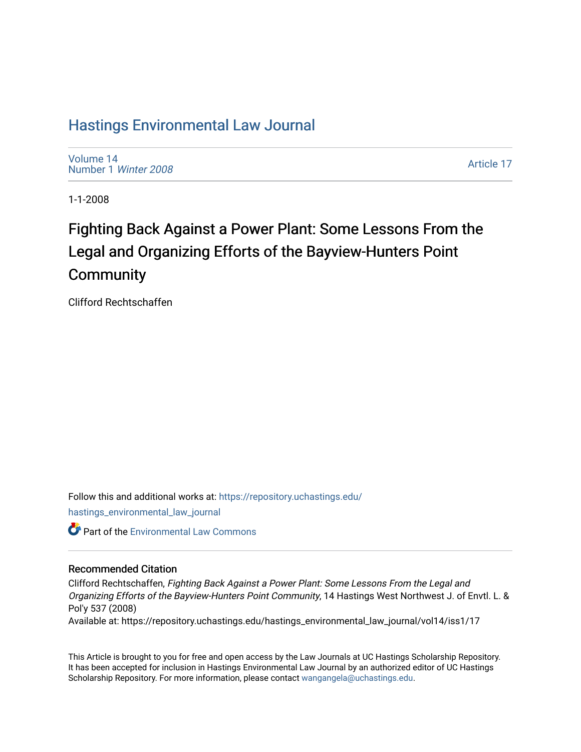# Hastings Environmental Law Journal

Volume 14
Number 1 *Winter 2008*

Article 17

1-1-2008

# Fighting Back Against a Power Plant: Some Lessons From the Legal and Organizing Efforts of the Bayview-Hunters Point Community

Clifford Rechtschaffen

Follow this and additional works at: https://repository.uchastings.edu/hastings_environmental_law_journal

Part of the Environmental Law Commons

## Recommended Citation

Clifford Rechtschaffen, *Fighting Back Against a Power Plant: Some Lessons From the Legal and Organizing Efforts of the Bayview-Hunters Point Community*, 14 Hastings West Northwest J. of Envtl. L. & Pol'y 537 (2008)

Available at: https://repository.uchastings.edu/hastings_environmental_law_journal/vol14/iss1/17

This Article is brought to you for free and open access by the Law Journals at UC Hastings Scholarship Repository. It has been accepted for inclusion in Hastings Environmental Law Journal by an authorized editor of UC Hastings Scholarship Repository. For more information, please contact wangangela@uchastings.edu.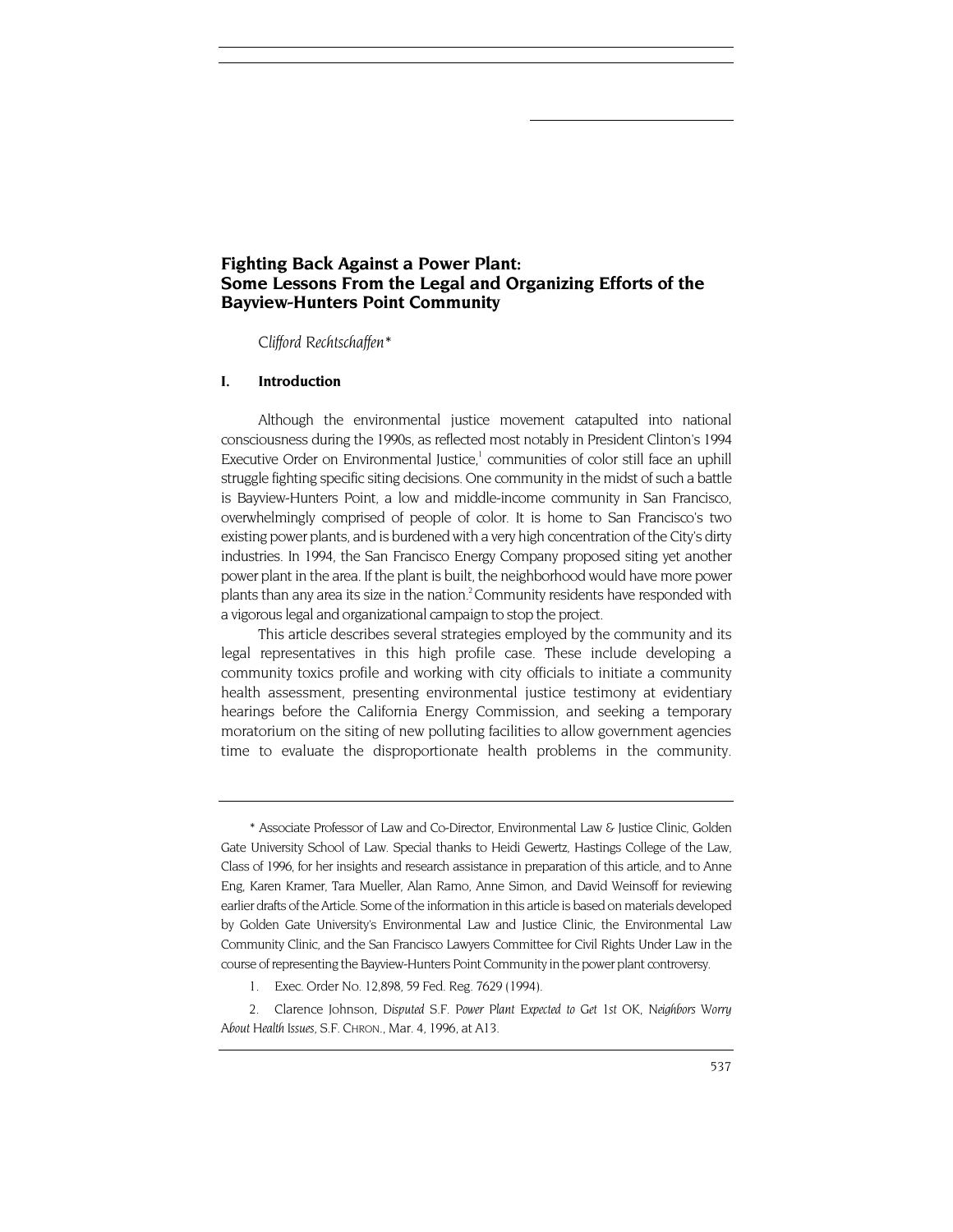# Fighting Back Against a Power Plant: Some Lessons From the Legal and Organizing Efforts of the Bayview-Hunters Point Community

*Clifford Rechtschaffen\**

## I. Introduction

Although the environmental justice movement catapulted into national consciousness during the 1990s, as reflected most notably in President Clinton's 1994 Executive Order on Environmental Justice,[1] communities of color still face an uphill struggle fighting specific siting decisions. One community in the midst of such a battle is Bayview-Hunters Point, a low and middle-income community in San Francisco, overwhelmingly comprised of people of color. It is home to San Francisco's two existing power plants, and is burdened with a very high concentration of the City's dirty industries. In 1994, the San Francisco Energy Company proposed siting yet another power plant in the area. If the plant is built, the neighborhood would have more power plants than any area its size in the nation.[2] Community residents have responded with a vigorous legal and organizational campaign to stop the project.

This article describes several strategies employed by the community and its legal representatives in this high profile case. These include developing a community toxics profile and working with city officials to initiate a community health assessment, presenting environmental justice testimony at evidentiary hearings before the California Energy Commission, and seeking a temporary moratorium on the siting of new polluting facilities to allow government agencies time to evaluate the disproportionate health problems in the community.

---

\* Associate Professor of Law and Co-Director, Environmental Law & Justice Clinic, Golden Gate University School of Law. Special thanks to Heidi Gewertz, Hastings College of the Law, Class of 1996, for her insights and research assistance in preparation of this article, and to Anne Eng, Karen Kramer, Tara Mueller, Alan Ramo, Anne Simon, and David Weinsoff for reviewing earlier drafts of the Article. Some of the information in this article is based on materials developed by Golden Gate University's Environmental Law and Justice Clinic, the Environmental Law Community Clinic, and the San Francisco Lawyers Committee for Civil Rights Under Law in the course of representing the Bayview-Hunters Point Community in the power plant controversy.

1. Exec. Order No. 12,898, 59 Fed. Reg. 7629 (1994).

2. Clarence Johnson, *Disputed S.F. Power Plant Expected to Get 1st OK, Neighbors Worry About Health Issues*, S.F. CHRON., Mar. 4, 1996, at A13.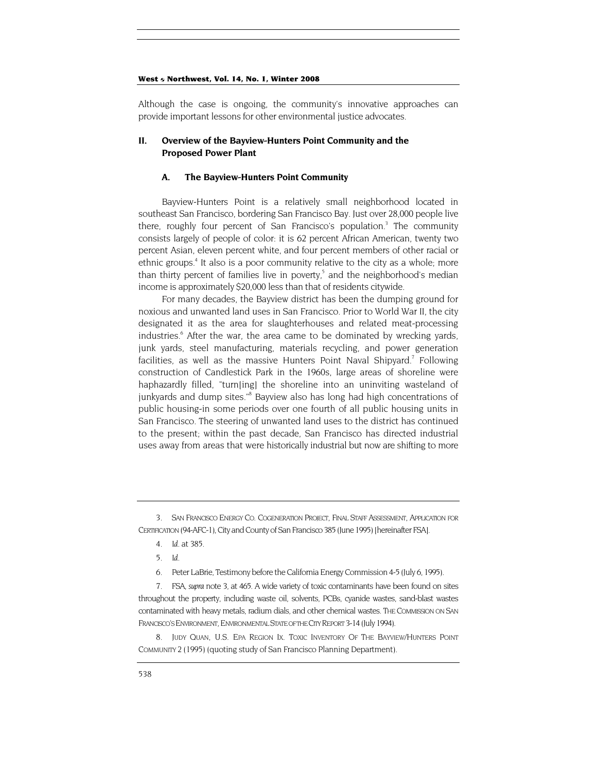Although the case is ongoing, the community's innovative approaches can provide important lessons for other environmental justice advocates.

## II. Overview of the Bayview-Hunters Point Community and the Proposed Power Plant

### A. The Bayview-Hunters Point Community

Bayview-Hunters Point is a relatively small neighborhood located in southeast San Francisco, bordering San Francisco Bay. Just over 28,000 people live there, roughly four percent of San Francisco's population.[3] The community consists largely of people of color: it is 62 percent African American, twenty two percent Asian, eleven percent white, and four percent members of other racial or ethnic groups.[4] It also is a poor community relative to the city as a whole; more than thirty percent of families live in poverty,[5] and the neighborhood's median income is approximately $20,000 less than that of residents citywide.

For many decades, the Bayview district has been the dumping ground for noxious and unwanted land uses in San Francisco. Prior to World War II, the city designated it as the area for slaughterhouses and related meat-processing industries.[6] After the war, the area came to be dominated by wrecking yards, junk yards, steel manufacturing, materials recycling, and power generation facilities, as well as the massive Hunters Point Naval Shipyard.[7] Following construction of Candlestick Park in the 1960s, large areas of shoreline were haphazardly filled, "turn[ing] the shoreline into an uninviting wasteland of junkyards and dump sites."[8] Bayview also has long had high concentrations of public housing-in some periods over one fourth of all public housing units in San Francisco. The steering of unwanted land uses to the district has continued to the present; within the past decade, San Francisco has directed industrial uses away from areas that were historically industrial but now are shifting to more

---

3. SAN FRANCISCO ENERGY CO. COGENERATION PROJECT, FINAL STAFF ASSESSMENT, APPLICATION FOR CERTIFICATION (94-AFC-1), City and County of San Francisco 385 (June 1995) [hereinafter FSA].

4. *Id.* at 385.

5. *Id.*

6. Peter LaBrie, Testimony before the California Energy Commission 4-5 (July 6, 1995).

7. FSA, *supra* note 3, at 465. A wide variety of toxic contaminants have been found on sites throughout the property, including waste oil, solvents, PCBs, cyanide wastes, sand-blast wastes contaminated with heavy metals, radium dials, and other chemical wastes. THE COMMISSION ON SAN FRANCISCO'S ENVIRONMENT, ENVIRONMENTAL STATE OF THE CITY REPORT 3-14 (July 1994).

8. JUDY QUAN, U.S. EPA REGION IX. TOXIC INVENTORY OF THE BAYVIEW/HUNTERS POINT COMMUNITY 2 (1995) (quoting study of San Francisco Planning Department).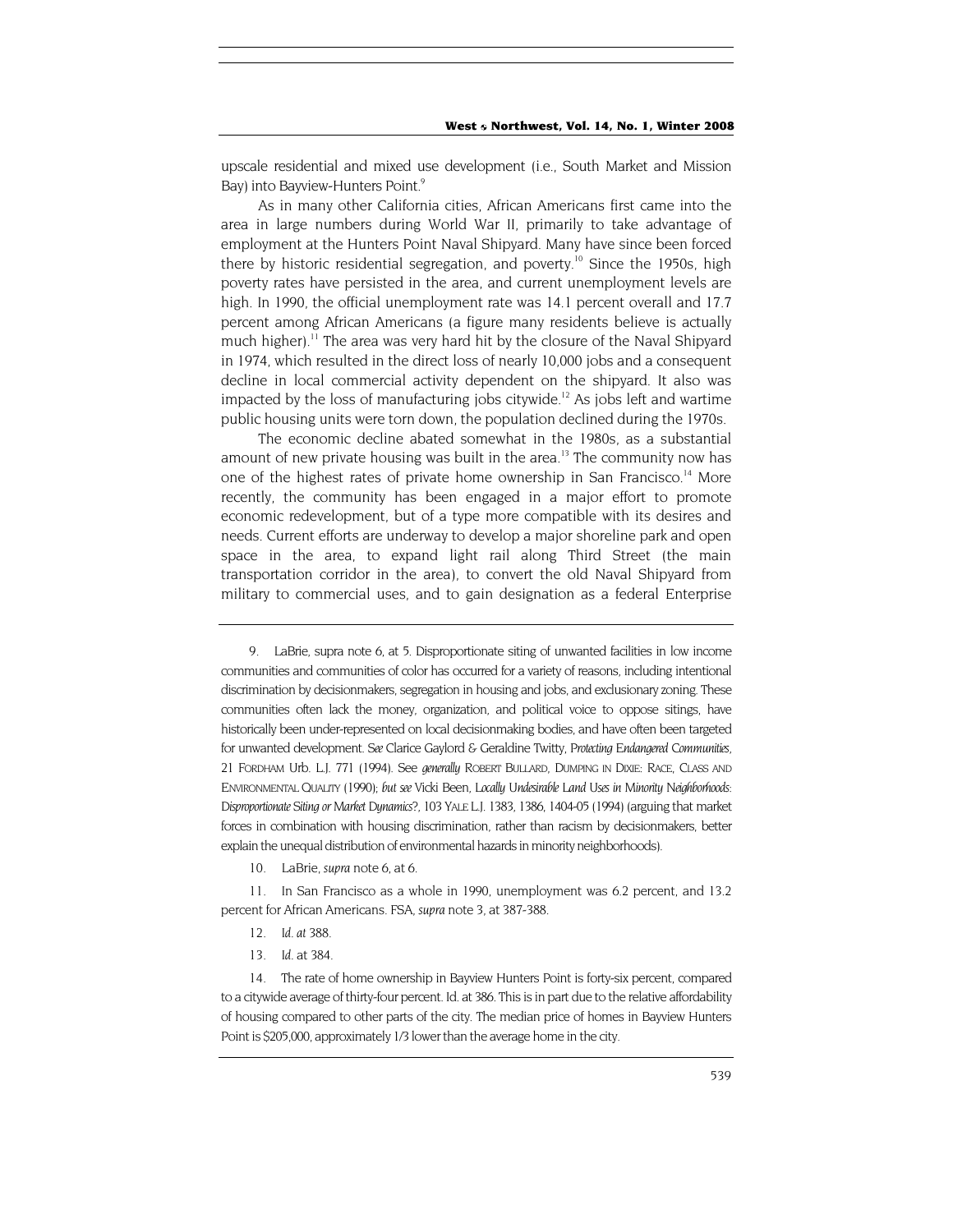upscale residential and mixed use development (i.e., South Market and Mission Bay) into Bayview-Hunters Point.[9]

As in many other California cities, African Americans first came into the area in large numbers during World War II, primarily to take advantage of employment at the Hunters Point Naval Shipyard. Many have since been forced there by historic residential segregation, and poverty.[10] Since the 1950s, high poverty rates have persisted in the area, and current unemployment levels are high. In 1990, the official unemployment rate was 14.1 percent overall and 17.7 percent among African Americans (a figure many residents believe is actually much higher).[11] The area was very hard hit by the closure of the Naval Shipyard in 1974, which resulted in the direct loss of nearly 10,000 jobs and a consequent decline in local commercial activity dependent on the shipyard. It also was impacted by the loss of manufacturing jobs citywide.[12] As jobs left and wartime public housing units were torn down, the population declined during the 1970s.

The economic decline abated somewhat in the 1980s, as a substantial amount of new private housing was built in the area.[13] The community now has one of the highest rates of private home ownership in San Francisco.[14] More recently, the community has been engaged in a major effort to promote economic redevelopment, but of a type more compatible with its desires and needs. Current efforts are underway to develop a major shoreline park and open space in the area, to expand light rail along Third Street (the main transportation corridor in the area), to convert the old Naval Shipyard from military to commercial uses, and to gain designation as a federal Enterprise

---

9. LaBrie, supra note 6, at 5. Disproportionate siting of unwanted facilities in low income communities and communities of color has occurred for a variety of reasons, including intentional discrimination by decisionmakers, segregation in housing and jobs, and exclusionary zoning. These communities often lack the money, organization, and political voice to oppose sitings, have historically been under-represented on local decisionmaking bodies, and have often been targeted for unwanted development. *See* Clarice Gaylord & Geraldine Twitty, *Protecting Endangered Communities*, 21 FORDHAM Urb. L.J. 771 (1994). See *generally* ROBERT BULLARD, DUMPING IN DIXIE: RACE, CLASS AND ENVIRONMENTAL QUALITY (1990); *but see* Vicki Been, *Locally Undesirable Land Uses in Minority Neighborhoods: Disproportionate Siting or Market Dynamics?*, 103 YALE L.J. 1383, 1386, 1404-05 (1994) (arguing that market forces in combination with housing discrimination, rather than racism by decisionmakers, better explain the unequal distribution of environmental hazards in minority neighborhoods).

10. LaBrie, *supra* note 6, at 6.

11. In San Francisco as a whole in 1990, unemployment was 6.2 percent, and 13.2 percent for African Americans. FSA, *supra* note 3, at 387-388.

12. *Id. at* 388.

13. *Id.* at 384.

14. The rate of home ownership in Bayview Hunters Point is forty-six percent, compared to a citywide average of thirty-four percent. Id. at 386. This is in part due to the relative affordability of housing compared to other parts of the city. The median price of homes in Bayview Hunters Point is $205,000, approximately 1/3 lower than the average home in the city.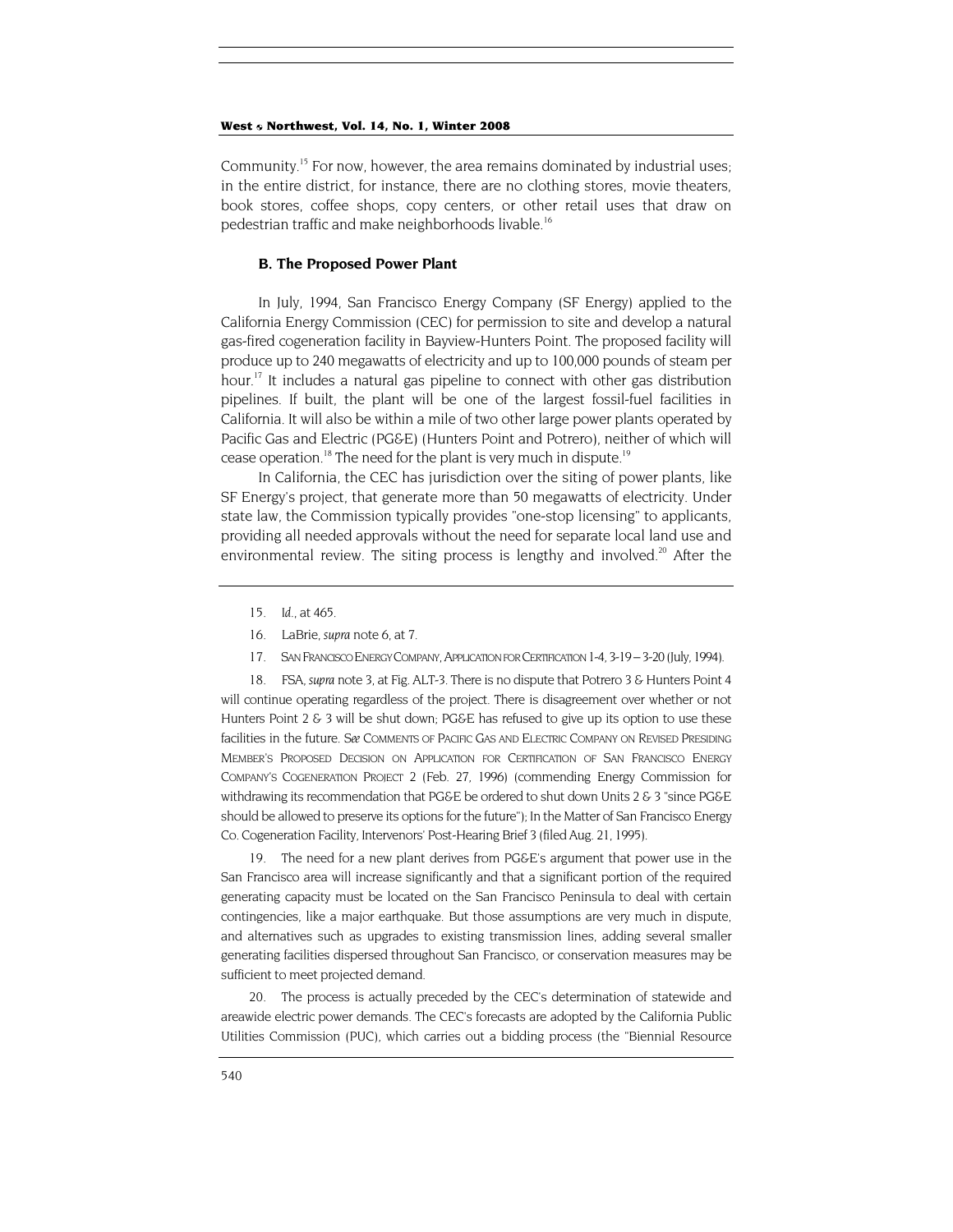Community.[15] For now, however, the area remains dominated by industrial uses; in the entire district, for instance, there are no clothing stores, movie theaters, book stores, coffee shops, copy centers, or other retail uses that draw on pedestrian traffic and make neighborhoods livable.[16]

### B. The Proposed Power Plant

In July, 1994, San Francisco Energy Company (SF Energy) applied to the California Energy Commission (CEC) for permission to site and develop a natural gas-fired cogeneration facility in Bayview-Hunters Point. The proposed facility will produce up to 240 megawatts of electricity and up to 100,000 pounds of steam per hour.[17] It includes a natural gas pipeline to connect with other gas distribution pipelines. If built, the plant will be one of the largest fossil-fuel facilities in California. It will also be within a mile of two other large power plants operated by Pacific Gas and Electric (PG&E) (Hunters Point and Potrero), neither of which will cease operation.[18] The need for the plant is very much in dispute.[19]

In California, the CEC has jurisdiction over the siting of power plants, like SF Energy's project, that generate more than 50 megawatts of electricity. Under state law, the Commission typically provides "one-stop licensing" to applicants, providing all needed approvals without the need for separate local land use and environmental review. The siting process is lengthy and involved.[20] After the

---

15. *Id.*, at 465.

16. LaBrie, *supra* note 6, at 7.

17. SAN FRANCISCO ENERGY COMPANY, APPLICATION FOR CERTIFICATION 1-4, 3-19 – 3-20 (July, 1994).

18. FSA, *supra* note 3, at Fig. ALT-3. There is no dispute that Potrero 3 & Hunters Point 4 will continue operating regardless of the project. There is disagreement over whether or not Hunters Point 2 & 3 will be shut down; PG&E has refused to give up its option to use these facilities in the future. *See* COMMENTS OF PACIFIC GAS AND ELECTRIC COMPANY ON REVISED PRESIDING MEMBER'S PROPOSED DECISION ON APPLICATION FOR CERTIFICATION OF SAN FRANCISCO ENERGY COMPANY'S COGENERATION PROJECT 2 (Feb. 27, 1996) (commending Energy Commission for withdrawing its recommendation that PG&E be ordered to shut down Units 2 & 3 "since PG&E should be allowed to preserve its options for the future"); In the Matter of San Francisco Energy Co. Cogeneration Facility, Intervenors' Post-Hearing Brief 3 (filed Aug. 21, 1995).

19. The need for a new plant derives from PG&E's argument that power use in the San Francisco area will increase significantly and that a significant portion of the required generating capacity must be located on the San Francisco Peninsula to deal with certain contingencies, like a major earthquake. But those assumptions are very much in dispute, and alternatives such as upgrades to existing transmission lines, adding several smaller generating facilities dispersed throughout San Francisco, or conservation measures may be sufficient to meet projected demand.

20. The process is actually preceded by the CEC's determination of statewide and areawide electric power demands. The CEC's forecasts are adopted by the California Public Utilities Commission (PUC), which carries out a bidding process (the "Biennial Resource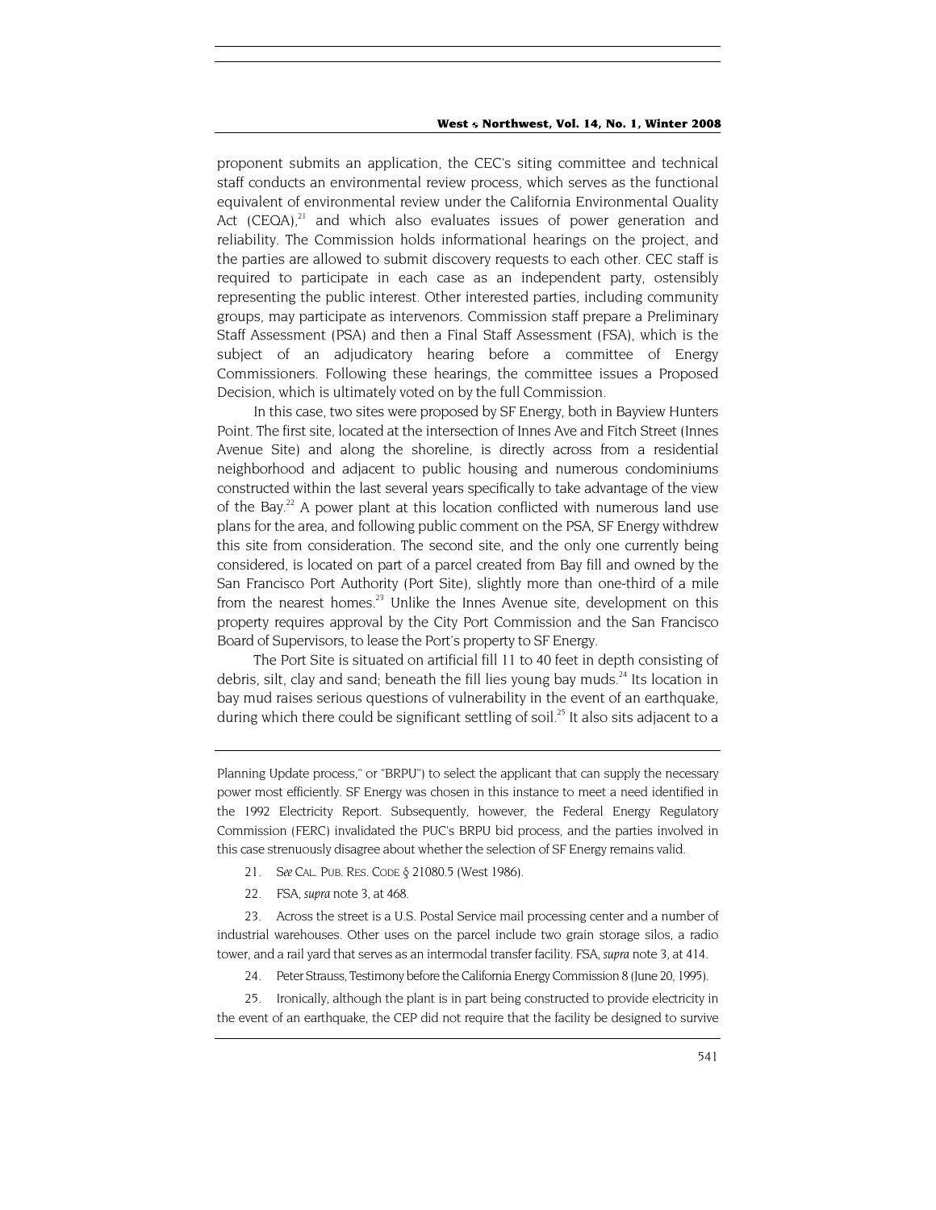proponent submits an application, the CEC's siting committee and technical staff conducts an environmental review process, which serves as the functional equivalent of environmental review under the California Environmental Quality Act (CEQA),[21] and which also evaluates issues of power generation and reliability. The Commission holds informational hearings on the project, and the parties are allowed to submit discovery requests to each other. CEC staff is required to participate in each case as an independent party, ostensibly representing the public interest. Other interested parties, including community groups, may participate as intervenors. Commission staff prepare a Preliminary Staff Assessment (PSA) and then a Final Staff Assessment (FSA), which is the subject of an adjudicatory hearing before a committee of Energy Commissioners. Following these hearings, the committee issues a Proposed Decision, which is ultimately voted on by the full Commission.

In this case, two sites were proposed by SF Energy, both in Bayview Hunters Point. The first site, located at the intersection of Innes Ave and Fitch Street (Innes Avenue Site) and along the shoreline, is directly across from a residential neighborhood and adjacent to public housing and numerous condominiums constructed within the last several years specifically to take advantage of the view of the Bay.[22] A power plant at this location conflicted with numerous land use plans for the area, and following public comment on the PSA, SF Energy withdrew this site from consideration. The second site, and the only one currently being considered, is located on part of a parcel created from Bay fill and owned by the San Francisco Port Authority (Port Site), slightly more than one-third of a mile from the nearest homes.[23] Unlike the Innes Avenue site, development on this property requires approval by the City Port Commission and the San Francisco Board of Supervisors, to lease the Port's property to SF Energy.

The Port Site is situated on artificial fill 11 to 40 feet in depth consisting of debris, silt, clay and sand; beneath the fill lies young bay muds.[24] Its location in bay mud raises serious questions of vulnerability in the event of an earthquake, during which there could be significant settling of soil.[25] It also sits adjacent to a

---

Planning Update process," or "BRPU") to select the applicant that can supply the necessary power most efficiently. SF Energy was chosen in this instance to meet a need identified in the 1992 Electricity Report. Subsequently, however, the Federal Energy Regulatory Commission (FERC) invalidated the PUC's BRPU bid process, and the parties involved in this case strenuously disagree about whether the selection of SF Energy remains valid.

21. *See* CAL. PUB. RES. CODE § 21080.5 (West 1986).

22. FSA, *supra* note 3, at 468.

23. Across the street is a U.S. Postal Service mail processing center and a number of industrial warehouses. Other uses on the parcel include two grain storage silos, a radio tower, and a rail yard that serves as an intermodal transfer facility. FSA, *supra* note 3, at 414.

24. Peter Strauss, Testimony before the California Energy Commission 8 (June 20, 1995).

25. Ironically, although the plant is in part being constructed to provide electricity in the event of an earthquake, the CEP did not require that the facility be designed to survive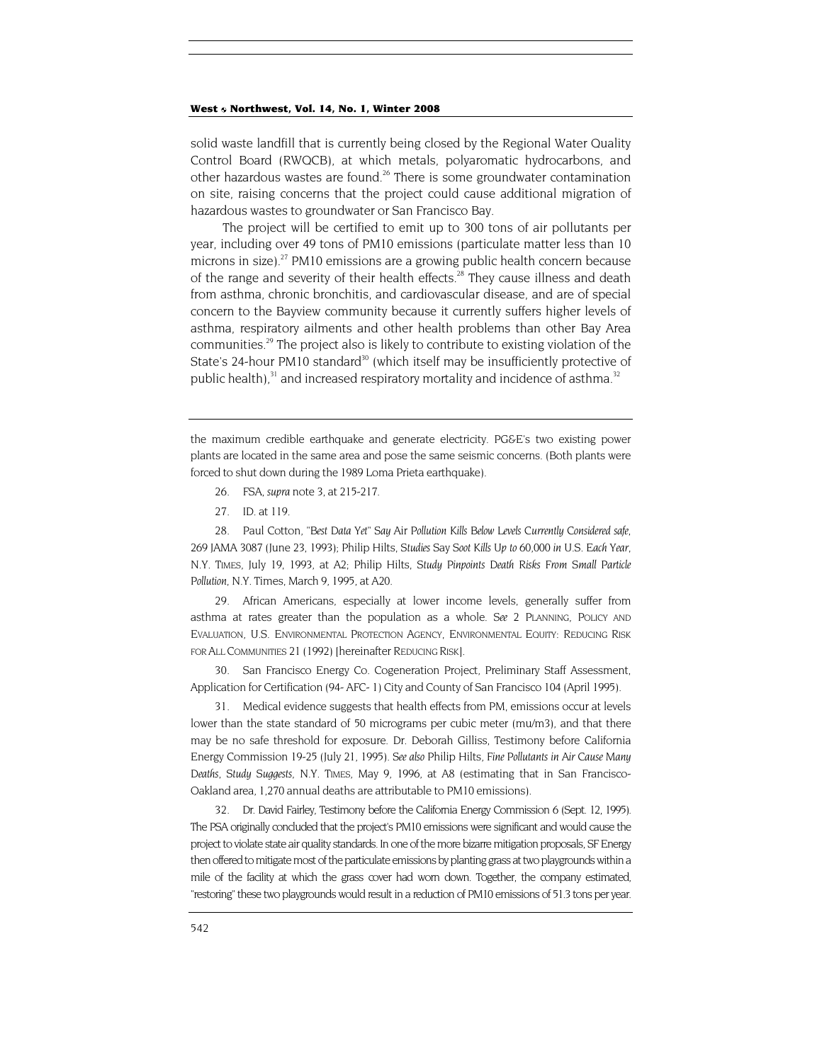solid waste landfill that is currently being closed by the Regional Water Quality Control Board (RWQCB), at which metals, polyaromatic hydrocarbons, and other hazardous wastes are found.[26] There is some groundwater contamination on site, raising concerns that the project could cause additional migration of hazardous wastes to groundwater or San Francisco Bay.

The project will be certified to emit up to 300 tons of air pollutants per year, including over 49 tons of PM10 emissions (particulate matter less than 10 microns in size).[27] PM10 emissions are a growing public health concern because of the range and severity of their health effects.[28] They cause illness and death from asthma, chronic bronchitis, and cardiovascular disease, and are of special concern to the Bayview community because it currently suffers higher levels of asthma, respiratory ailments and other health problems than other Bay Area communities.[29] The project also is likely to contribute to existing violation of the State's 24-hour PM10 standard[30] (which itself may be insufficiently protective of public health),[31] and increased respiratory mortality and incidence of asthma.[32]

---

the maximum credible earthquake and generate electricity. PG&E's two existing power plants are located in the same area and pose the same seismic concerns. (Both plants were forced to shut down during the 1989 Loma Prieta earthquake).

26. FSA, *supra* note 3, at 215-217.

27. ID. at 119.

28. Paul Cotton, *"Best Data Yet" Say Air Pollution Kills Below Levels Currently Considered safe*, 269 JAMA 3087 (June 23, 1993); Philip Hilts, *Studies Say Soot Kills Up to 60,000 in U.S. Each Year*, N.Y. TIMES, July 19, 1993, at A2; Philip Hilts, *Study Pinpoints Death Risks From Small Particle Pollution*, N.Y. Times, March 9, 1995, at A20.

29. African Americans, especially at lower income levels, generally suffer from asthma at rates greater than the population as a whole. *See* 2 PLANNING, POLICY AND EVALUATION, U.S. ENVIRONMENTAL PROTECTION AGENCY, ENVIRONMENTAL EQUITY: REDUCING RISK FOR ALL COMMUNITIES 21 (1992) [hereinafter REDUCING RISK].

30. San Francisco Energy Co. Cogeneration Project, Preliminary Staff Assessment, Application for Certification (94- AFC- 1) City and County of San Francisco 104 (April 1995).

31. Medical evidence suggests that health effects from PM, emissions occur at levels lower than the state standard of 50 micrograms per cubic meter (mu/m3), and that there may be no safe threshold for exposure. Dr. Deborah Gilliss, Testimony before California Energy Commission 19-25 (July 21, 1995). *See also* Philip Hilts, *Fine Pollutants in Air Cause Many Deaths, Study Suggests*, N.Y. TIMES, May 9, 1996, at A8 (estimating that in San Francisco-Oakland area, 1,270 annual deaths are attributable to PM10 emissions).

32. Dr. David Fairley, Testimony before the California Energy Commission 6 (Sept. 12, 1995). The PSA originally concluded that the project's PM10 emissions were significant and would cause the project to violate state air quality standards. In one of the more bizarre mitigation proposals, SF Energy then offered to mitigate most of the particulate emissions by planting grass at two playgrounds within a mile of the facility at which the grass cover had worn down. Together, the company estimated, "restoring" these two playgrounds would result in a reduction of PM10 emissions of 51.3 tons per year.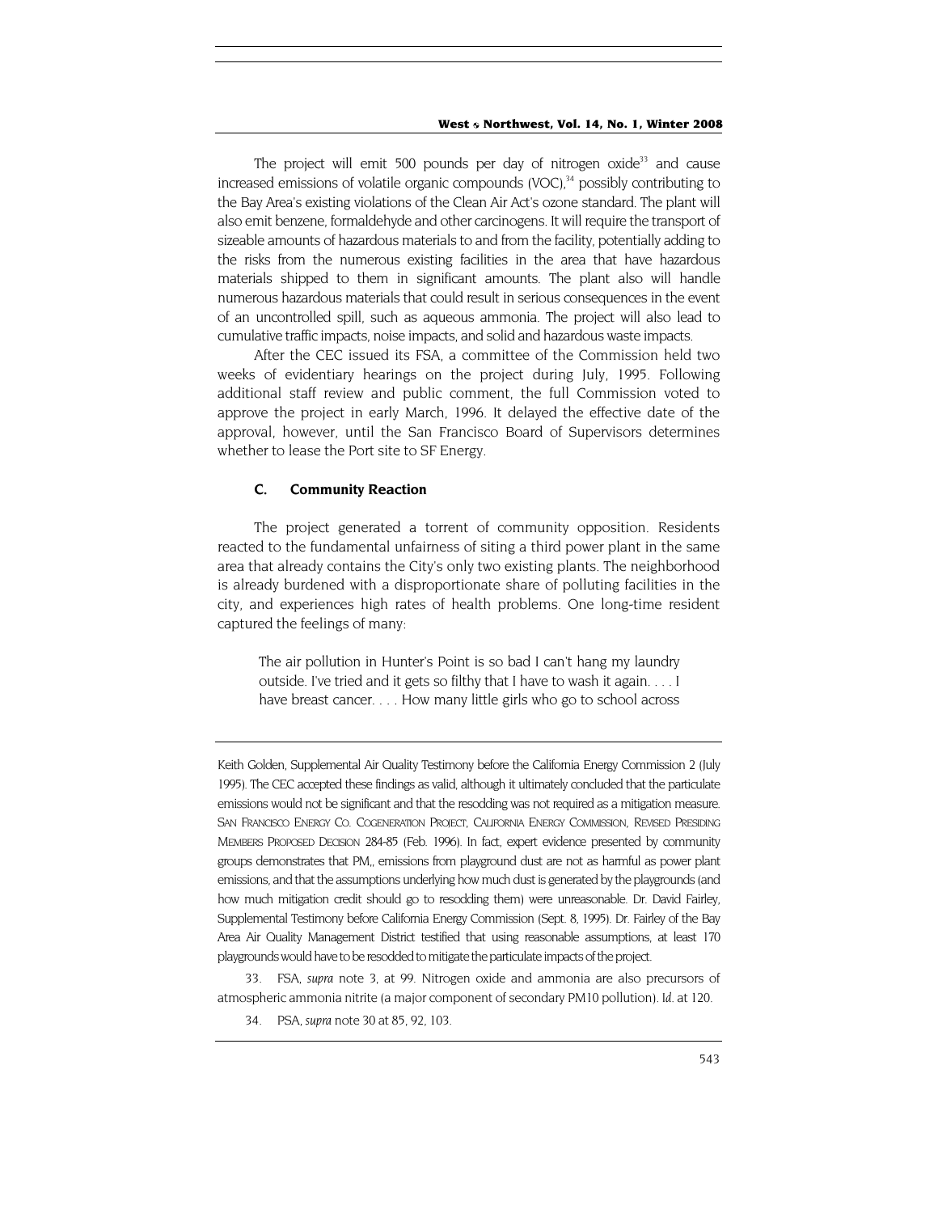The project will emit 500 pounds per day of nitrogen oxide[33] and cause increased emissions of volatile organic compounds (VOC),[34] possibly contributing to the Bay Area's existing violations of the Clean Air Act's ozone standard. The plant will also emit benzene, formaldehyde and other carcinogens. It will require the transport of sizeable amounts of hazardous materials to and from the facility, potentially adding to the risks from the numerous existing facilities in the area that have hazardous materials shipped to them in significant amounts. The plant also will handle numerous hazardous materials that could result in serious consequences in the event of an uncontrolled spill, such as aqueous ammonia. The project will also lead to cumulative traffic impacts, noise impacts, and solid and hazardous waste impacts.

After the CEC issued its FSA, a committee of the Commission held two weeks of evidentiary hearings on the project during July, 1995. Following additional staff review and public comment, the full Commission voted to approve the project in early March, 1996. It delayed the effective date of the approval, however, until the San Francisco Board of Supervisors determines whether to lease the Port site to SF Energy.

### C. Community Reaction

The project generated a torrent of community opposition. Residents reacted to the fundamental unfairness of siting a third power plant in the same area that already contains the City's only two existing plants. The neighborhood is already burdened with a disproportionate share of polluting facilities in the city, and experiences high rates of health problems. One long-time resident captured the feelings of many:

> The air pollution in Hunter's Point is so bad I can't hang my laundry outside. I've tried and it gets so filthy that I have to wash it again. . . . I have breast cancer. . . . How many little girls who go to school across

---

Keith Golden, Supplemental Air Quality Testimony before the California Energy Commission 2 (July 1995). The CEC accepted these findings as valid, although it ultimately concluded that the particulate emissions would not be significant and that the resodding was not required as a mitigation measure. SAN FRANCISCO ENERGY CO. COGENERATION PROJECT, CALIFORNIA ENERGY COMMISSION, REVISED PRESIDING MEMBER'S PROPOSED DECISION 284-85 (Feb. 1996). In fact, expert evidence presented by community groups demonstrates that $PM_{10}$ emissions from playground dust are not as harmful as power plant emissions, and that the assumptions underlying how much dust is generated by the playgrounds (and how much mitigation credit should go to resodding them) were unreasonable. Dr. David Fairley, Supplemental Testimony before California Energy Commission (Sept. 8, 1995). Dr. Fairley of the Bay Area Air Quality Management District testified that using reasonable assumptions, at least 170 playgrounds would have to be resodded to mitigate the particulate impacts of the project.

33. FSA, *supra* note 3, at 99. Nitrogen oxide and ammonia are also precursors of atmospheric ammonia nitrite (a major component of secondary PM10 pollution). *Id.* at 120.

34. PSA, *supra* note 30 at 85, 92, 103.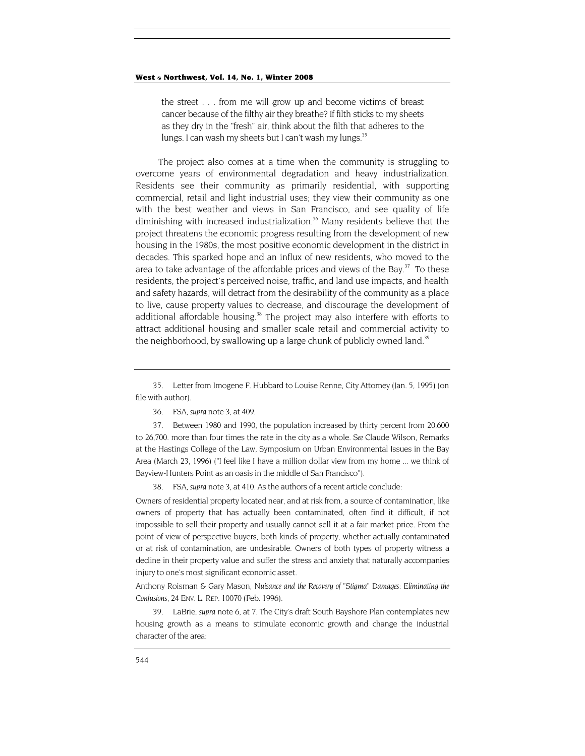> the street . . . from me will grow up and become victims of breast cancer because of the filthy air they breathe? If filth sticks to my sheets as they dry in the "fresh" air, think about the filth that adheres to the lungs. I can wash my sheets but I can't wash my lungs.[35]

The project also comes at a time when the community is struggling to overcome years of environmental degradation and heavy industrialization. Residents see their community as primarily residential, with supporting commercial, retail and light industrial uses; they view their community as one with the best weather and views in San Francisco, and see quality of life diminishing with increased industrialization.[36] Many residents believe that the project threatens the economic progress resulting from the development of new housing in the 1980s, the most positive economic development in the district in decades. This sparked hope and an influx of new residents, who moved to the area to take advantage of the affordable prices and views of the Bay.[37] To these residents, the project's perceived noise, traffic, and land use impacts, and health and safety hazards, will detract from the desirability of the community as a place to live, cause property values to decrease, and discourage the development of additional affordable housing.[38] The project may also interfere with efforts to attract additional housing and smaller scale retail and commercial activity to the neighborhood, by swallowing up a large chunk of publicly owned land.[39]

---

35. Letter from Imogene F. Hubbard to Louise Renne, City Attorney (Jan. 5, 1995) (on file with author).

36. FSA, *supra* note 3, at 409.

37. Between 1980 and 1990, the population increased by thirty percent from 20,600 to 26,700. more than four times the rate in the city as a whole. *See* Claude Wilson, Remarks at the Hastings College of the Law, Symposium on Urban Environmental Issues in the Bay Area (March 23, 1996) ("I feel like I have a million dollar view from my home ... we think of Bayview-Hunters Point as an oasis in the middle of San Francisco").

38. FSA, *supra* note 3, at 410. As the authors of a recent article conclude:

Owners of residential property located near, and at risk from, a source of contamination, like owners of property that has actually been contaminated, often find it difficult, if not impossible to sell their property and usually cannot sell it at a fair market price. From the point of view of perspective buyers, both kinds of property, whether actually contaminated or at risk of contamination, are undesirable. Owners of both types of property witness a decline in their property value and suffer the stress and anxiety that naturally accompanies injury to one's most significant economic asset.

Anthony Roisman & Gary Mason, *Nuisance and the Recovery of "Stigma" Damages: Eliminating the Confusions*, 24 ENV. L. REP. 10070 (Feb. 1996).

39. LaBrie, *supra* note 6, at 7. The City's draft South Bayshore Plan contemplates new housing growth as a means to stimulate economic growth and change the industrial character of the area: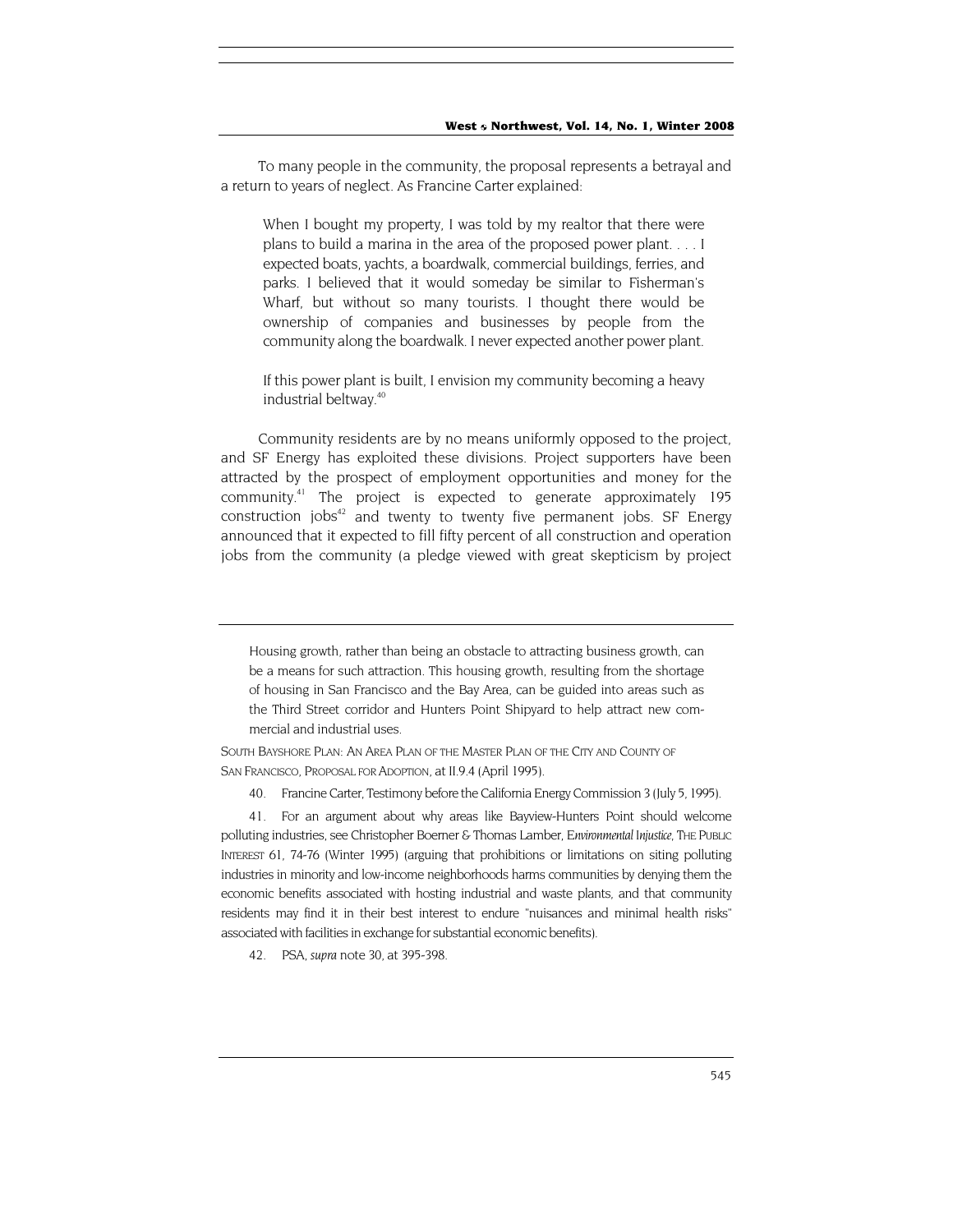To many people in the community, the proposal represents a betrayal and a return to years of neglect. As Francine Carter explained:

> When I bought my property, I was told by my realtor that there were plans to build a marina in the area of the proposed power plant. . . . I expected boats, yachts, a boardwalk, commercial buildings, ferries, and parks. I believed that it would someday be similar to Fisherman's Wharf, but without so many tourists. I thought there would be ownership of companies and businesses by people from the community along the boardwalk. I never expected another power plant.
>
> If this power plant is built, I envision my community becoming a heavy industrial beltway.[40]

Community residents are by no means uniformly opposed to the project, and SF Energy has exploited these divisions. Project supporters have been attracted by the prospect of employment opportunities and money for the community.[41] The project is expected to generate approximately 195 construction jobs[42] and twenty to twenty five permanent jobs. SF Energy announced that it expected to fill fifty percent of all construction and operation jobs from the community (a pledge viewed with great skepticism by project

---

> Housing growth, rather than being an obstacle to attracting business growth, can be a means for such attraction. This housing growth, resulting from the shortage of housing in San Francisco and the Bay Area, can be guided into areas such as the Third Street corridor and Hunters Point Shipyard to help attract new commercial and industrial uses.

SOUTH BAYSHORE PLAN: AN AREA PLAN OF THE MASTER PLAN OF THE CITY AND COUNTY OF SAN FRANCISCO, PROPOSAL FOR ADOPTION, at II.9.4 (April 1995).

40. Francine Carter, Testimony before the California Energy Commission 3 (July 5, 1995).

41. For an argument about why areas like Bayview-Hunters Point should welcome polluting industries, see Christopher Boerner & Thomas Lamber, *Environmental Injustice*, THE PUBLIC INTEREST 61, 74-76 (Winter 1995) (arguing that prohibitions or limitations on siting polluting industries in minority and low-income neighborhoods harms communities by denying them the economic benefits associated with hosting industrial and waste plants, and that community residents may find it in their best interest to endure "nuisances and minimal health risks" associated with facilities in exchange for substantial economic benefits).

42. PSA, *supra* note 30, at 395-398.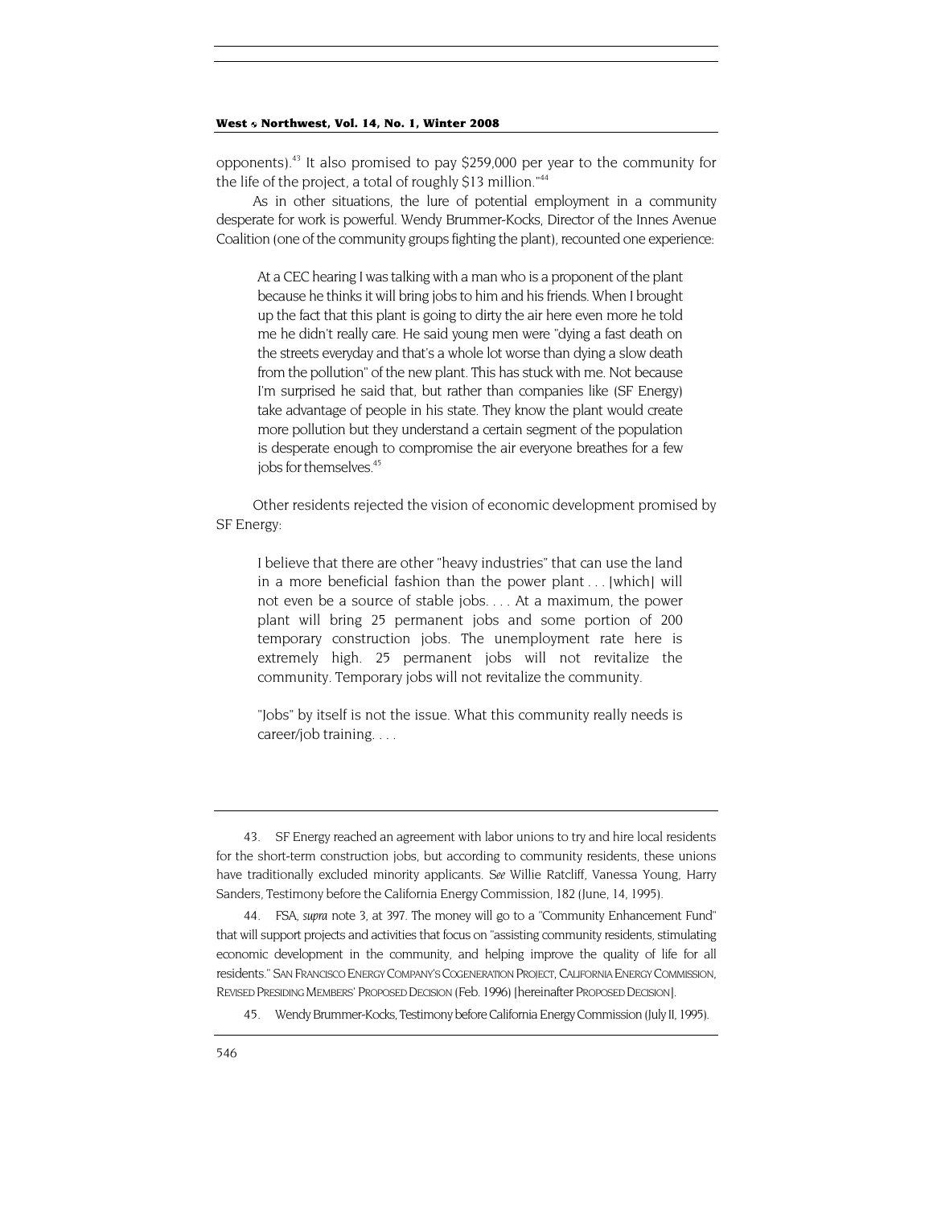opponents).[43] It also promised to pay $259,000 per year to the community for the life of the project, a total of roughly $13 million."[44]

As in other situations, the lure of potential employment in a community desperate for work is powerful. Wendy Brummer-Kocks, Director of the Innes Avenue Coalition (one of the community groups fighting the plant), recounted one experience:

> At a CEC hearing I was talking with a man who is a proponent of the plant because he thinks it will bring jobs to him and his friends. When I brought up the fact that this plant is going to dirty the air here even more he told me he didn't really care. He said young men were "dying a fast death on the streets everyday and that's a whole lot worse than dying a slow death from the pollution" of the new plant. This has stuck with me. Not because I'm surprised he said that, but rather than companies like (SF Energy) take advantage of people in his state. They know the plant would create more pollution but they understand a certain segment of the population is desperate enough to compromise the air everyone breathes for a few jobs for themselves.[45]

Other residents rejected the vision of economic development promised by SF Energy:

> I believe that there are other "heavy industries" that can use the land in a more beneficial fashion than the power plant . . . [which] will not even be a source of stable jobs. . . . At a maximum, the power plant will bring 25 permanent jobs and some portion of 200 temporary construction jobs. The unemployment rate here is extremely high. 25 permanent jobs will not revitalize the community. Temporary jobs will not revitalize the community.
>
> "Jobs" by itself is not the issue. What this community really needs is career/job training. . . .

---

43. SF Energy reached an agreement with labor unions to try and hire local residents for the short-term construction jobs, but according to community residents, these unions have traditionally excluded minority applicants. *See* Willie Ratcliff, Vanessa Young, Harry Sanders, Testimony before the California Energy Commission, 182 (June, 14, 1995).

44. FSA, *supra* note 3, at 397. The money will go to a "Community Enhancement Fund" that will support projects and activities that focus on "assisting community residents, stimulating economic development in the community, and helping improve the quality of life for all residents." SAN FRANCISCO ENERGY COMPANY'S COGENERATION PROJECT, CALIFORNIA ENERGY COMMISSION, REVISED PRESIDING MEMBERS' PROPOSED DECISION (Feb. 1996) [hereinafter PROPOSED DECISION].

45. Wendy Brummer-Kocks, Testimony before California Energy Commission (July 11, 1995).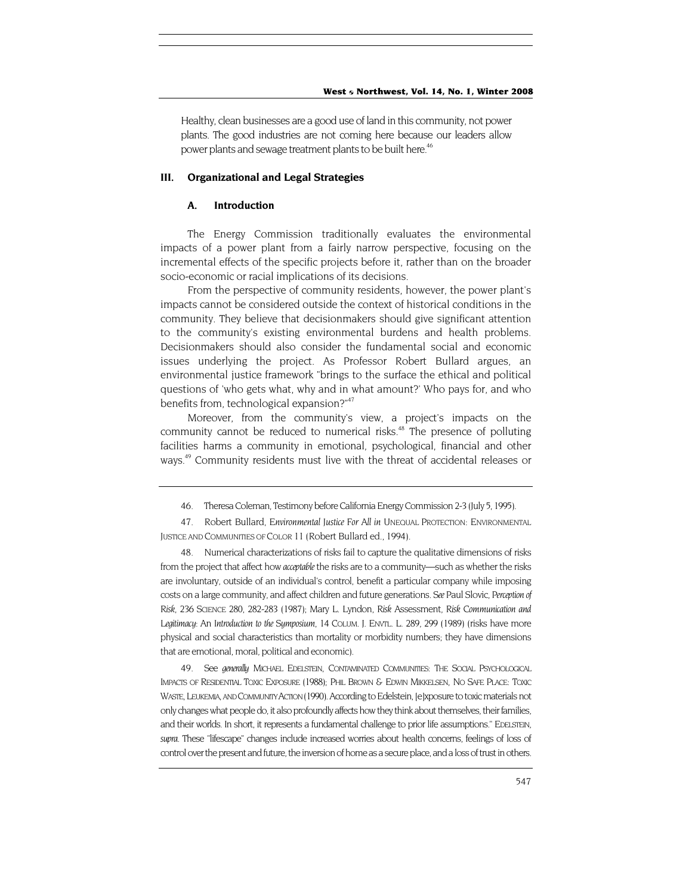Healthy, clean businesses are a good use of land in this community, not power plants. The good industries are not coming here because our leaders allow power plants and sewage treatment plants to be built here.[46]

## III. Organizational and Legal Strategies

### A. Introduction

The Energy Commission traditionally evaluates the environmental impacts of a power plant from a fairly narrow perspective, focusing on the incremental effects of the specific projects before it, rather than on the broader socio-economic or racial implications of its decisions.

From the perspective of community residents, however, the power plant's impacts cannot be considered outside the context of historical conditions in the community. They believe that decisionmakers should give significant attention to the community's existing environmental burdens and health problems. Decisionmakers should also consider the fundamental social and economic issues underlying the project. As Professor Robert Bullard argues, an environmental justice framework "brings to the surface the ethical and political questions of 'who gets what, why and in what amount?' Who pays for, and who benefits from, technological expansion?"[47]

Moreover, from the community's view, a project's impacts on the community cannot be reduced to numerical risks.[48] The presence of polluting facilities harms a community in emotional, psychological, financial and other ways.[49] Community residents must live with the threat of accidental releases or

---

46. Theresa Coleman, Testimony before California Energy Commission 2-3 (July 5, 1995).

47. Robert Bullard, *Environmental Justice For All in* UNEQUAL PROTECTION: ENVIRONMENTAL JUSTICE AND COMMUNITIES OF COLOR 11 (Robert Bullard ed., 1994).

48. Numerical characterizations of risks fail to capture the qualitative dimensions of risks from the project that affect how *acceptable* the risks are to a community—such as whether the risks are involuntary, outside of an individual's control, benefit a particular company while imposing costs on a large community, and affect children and future generations. *See* Paul Slovic, *Perception of Risk*, 236 SCIENCE 280, 282-283 (1987); Mary L. Lyndon, *Risk Assessment, Risk Communication and Legitimacy: An Introduction to the Symposium*, 14 COLUM. J. ENVTL. L. 289, 299 (1989) (risks have more physical and social characteristics than mortality or morbidity numbers; they have dimensions that are emotional, moral, political and economic).

49. See *generally* MICHAEL EDELSTEIN, CONTAMINATED COMMUNITIES: THE SOCIAL PSYCHOLOGICAL IMPACTS OF RESIDENTIAL TOXIC EXPOSURE (1988); PHIL BROWN & EDWIN MIKKELSEN, NO SAFE PLACE: TOXIC WASTE, LEUKEMIA, AND COMMUNITY ACTION (1990). According to Edelstein, [e]xposure to toxic materials not only changes what people do, it also profoundly affects how they think about themselves, their families, and their worlds. In short, it represents a fundamental challenge to prior life assumptions." EDELSTEIN, *supra*. These "lifescape" changes include increased worries about health concerns, feelings of loss of control over the present and future, the inversion of home as a secure place, and a loss of trust in others.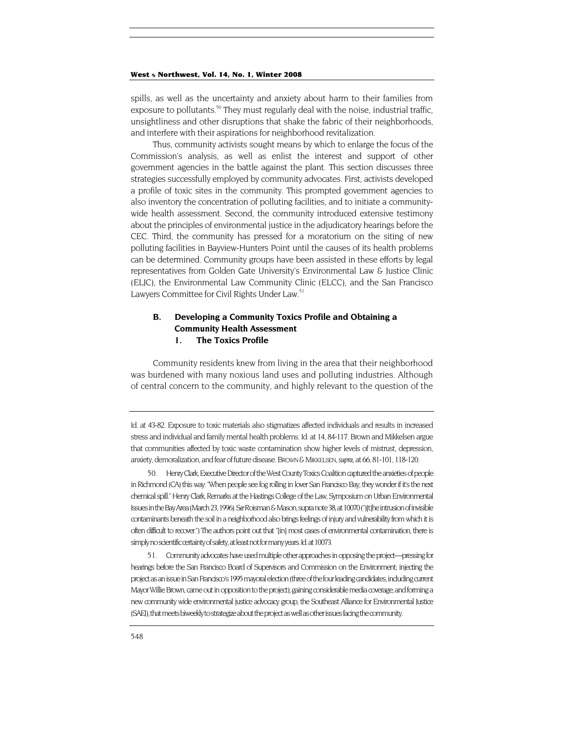spills, as well as the uncertainty and anxiety about harm to their families from exposure to pollutants.[50] They must regularly deal with the noise, industrial traffic, unsightliness and other disruptions that shake the fabric of their neighborhoods, and interfere with their aspirations for neighborhood revitalization.

Thus, community activists sought means by which to enlarge the focus of the Commission's analysis, as well as enlist the interest and support of other government agencies in the battle against the plant. This section discusses three strategies successfully employed by community advocates. First, activists developed a profile of toxic sites in the community. This prompted government agencies to also inventory the concentration of polluting facilities, and to initiate a community-wide health assessment. Second, the community introduced extensive testimony about the principles of environmental justice in the adjudicatory hearings before the CEC. Third, the community has pressed for a moratorium on the siting of new polluting facilities in Bayview-Hunters Point until the causes of its health problems can be determined. Community groups have been assisted in these efforts by legal representatives from Golden Gate University's Environmental Law & Justice Clinic (ELJC), the Environmental Law Community Clinic (ELCC), and the San Francisco Lawyers Committee for Civil Rights Under Law.[51]

## B. Developing a Community Toxics Profile and Obtaining a Community Health Assessment

### 1. The Toxics Profile

Community residents knew from living in the area that their neighborhood was burdened with many noxious land uses and polluting industries. Although of central concern to the community, and highly relevant to the question of the

---

Id. at 43-82. Exposure to toxic materials also stigmatizes affected individuals and results in increased stress and individual and family mental health problems. Id. at 14, 84-117. Brown and Mikkelsen argue that communities affected by toxic waste contamination show higher levels of mistrust, depression, anxiety, demoralization, and fear of future disease. BROWN & MIKKELSEN, *supra*, at 66, 81-101, 118-120.

50. Henry Clark, Executive Director of the West County Toxics Coalition captured the anxieties of people in Richmond (CA) this way: "When people see fog rolling in lover San Francisco Bay, they wonder if it's the next chemical spill." Henry Clark, Remarks at the Hastings College of the Law, Symposium on Urban Environmental Issues in the Bay Area (March 23, 1996). *See* Roisman & Mason, supra note 38, at 10070 ("[t]he intrusion of invisible contaminants beneath the soil in a neighborhood also brings feelings of injury and vulnerability from which it is often difficult to recover.") The authors point out that "[in] most cases of environmental contamination, there is simply no scientific certainty of safety, at least not for many years. Id. at 10073.

51. Community advocates have used multiple other approaches in opposing the project—pressing for hearings before the San Francisco Board of Supervisors and Commission on the Environment; injecting the project as an issue in San Francisco's 1995 mayoral election (three of the four leading candidates, including current Mayor Willie Brown, came out in opposition to the project); gaining considerable media coverage; and forming a new community wide environmental justice advocacy group, the Southeast Alliance for Environmental Justice (SAEJ), that meets biweekly to strategize about the project as well as other issues facing the community.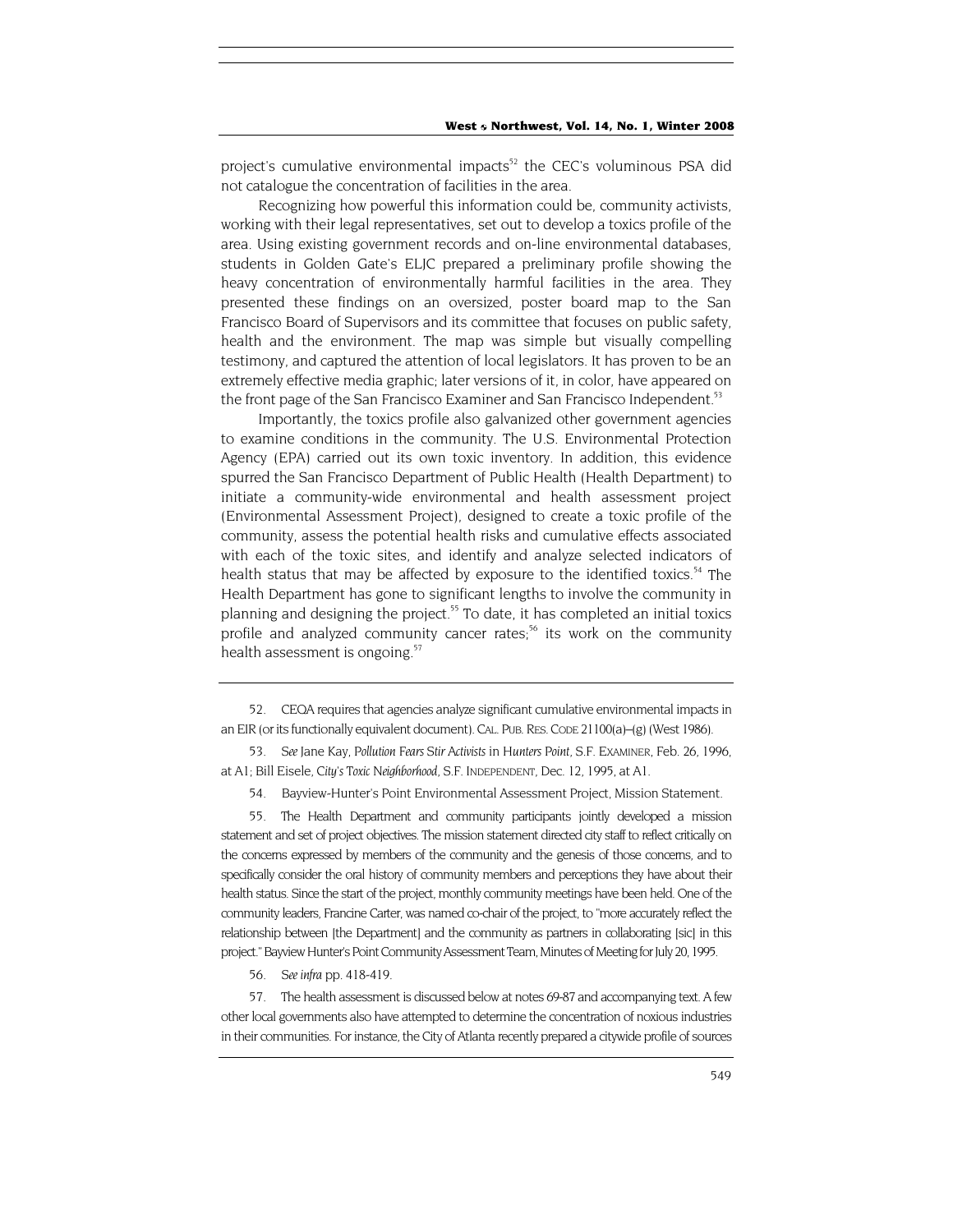project's cumulative environmental impacts[52] the CEC's voluminous PSA did not catalogue the concentration of facilities in the area.

Recognizing how powerful this information could be, community activists, working with their legal representatives, set out to develop a toxics profile of the area. Using existing government records and on-line environmental databases, students in Golden Gate's ELJC prepared a preliminary profile showing the heavy concentration of environmentally harmful facilities in the area. They presented these findings on an oversized, poster board map to the San Francisco Board of Supervisors and its committee that focuses on public safety, health and the environment. The map was simple but visually compelling testimony, and captured the attention of local legislators. It has proven to be an extremely effective media graphic; later versions of it, in color, have appeared on the front page of the San Francisco Examiner and San Francisco Independent.[53]

Importantly, the toxics profile also galvanized other government agencies to examine conditions in the community. The U.S. Environmental Protection Agency (EPA) carried out its own toxic inventory. In addition, this evidence spurred the San Francisco Department of Public Health (Health Department) to initiate a community-wide environmental and health assessment project (Environmental Assessment Project), designed to create a toxic profile of the community, assess the potential health risks and cumulative effects associated with each of the toxic sites, and identify and analyze selected indicators of health status that may be affected by exposure to the identified toxics.[54] The Health Department has gone to significant lengths to involve the community in planning and designing the project.[55] To date, it has completed an initial toxics profile and analyzed community cancer rates;[56] its work on the community health assessment is ongoing.[57]

---

52. CEQA requires that agencies analyze significant cumulative environmental impacts in an EIR (or its functionally equivalent document). CAL. PUB. RES. CODE 21100(a)–(g) (West 1986).

53. *See* Jane Kay, *Pollution Fears Stir Activists in Hunters Point*, S.F. EXAMINER, Feb. 26, 1996, at A1; Bill Eisele, *City's Toxic Neighborhood*, S.F. INDEPENDENT, Dec. 12, 1995, at A1.

54. Bayview-Hunter's Point Environmental Assessment Project, Mission Statement.

55. The Health Department and community participants jointly developed a mission statement and set of project objectives. The mission statement directed city staff to reflect critically on the concerns expressed by members of the community and the genesis of those concerns, and to specifically consider the oral history of community members and perceptions they have about their health status. Since the start of the project, monthly community meetings have been held. One of the community leaders, Francine Carter, was named co-chair of the project, to "more accurately reflect the relationship between [the Department] and the community as partners in collaborating [sic] in this project." Bayview Hunter's Point Community Assessment Team, Minutes of Meeting for July 20, 1995.

56. *See infra* pp. 418-419.

57. The health assessment is discussed below at notes 69-87 and accompanying text. A few other local governments also have attempted to determine the concentration of noxious industries in their communities. For instance, the City of Atlanta recently prepared a citywide profile of sources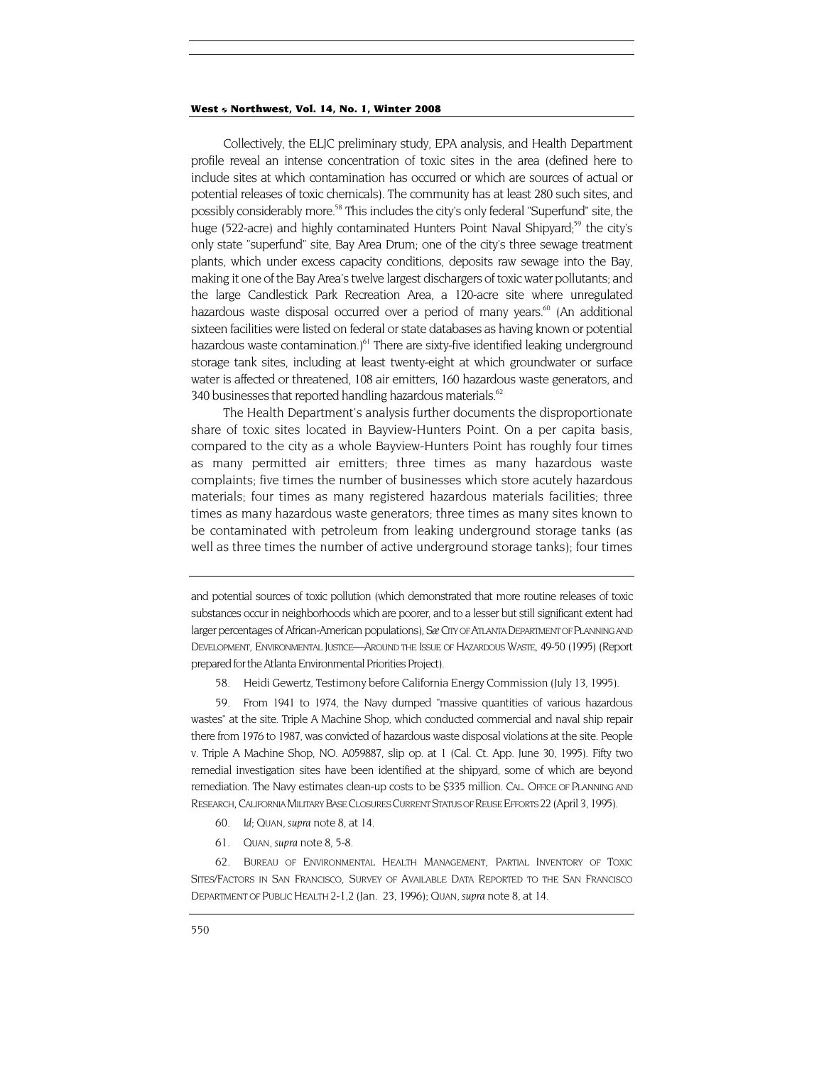Collectively, the ELJC preliminary study, EPA analysis, and Health Department profile reveal an intense concentration of toxic sites in the area (defined here to include sites at which contamination has occurred or which are sources of actual or potential releases of toxic chemicals). The community has at least 280 such sites, and possibly considerably more.[58] This includes the city's only federal "Superfund" site, the huge (522-acre) and highly contaminated Hunters Point Naval Shipyard;[59] the city's only state "superfund" site, Bay Area Drum; one of the city's three sewage treatment plants, which under excess capacity conditions, deposits raw sewage into the Bay, making it one of the Bay Area's twelve largest dischargers of toxic water pollutants; and the large Candlestick Park Recreation Area, a 120-acre site where unregulated hazardous waste disposal occurred over a period of many years.[60] (An additional sixteen facilities were listed on federal or state databases as having known or potential hazardous waste contamination.)[61] There are sixty-five identified leaking underground storage tank sites, including at least twenty-eight at which groundwater or surface water is affected or threatened, 108 air emitters, 160 hazardous waste generators, and 340 businesses that reported handling hazardous materials.[62]

The Health Department's analysis further documents the disproportionate share of toxic sites located in Bayview-Hunters Point. On a per capita basis, compared to the city as a whole Bayview-Hunters Point has roughly four times as many permitted air emitters; three times as many hazardous waste complaints; five times the number of businesses which store acutely hazardous materials; four times as many registered hazardous materials facilities; three times as many hazardous waste generators; three times as many sites known to be contaminated with petroleum from leaking underground storage tanks (as well as three times the number of active underground storage tanks); four times

---

and potential sources of toxic pollution (which demonstrated that more routine releases of toxic substances occur in neighborhoods which are poorer, and to a lesser but still significant extent had larger percentages of African-American populations), *See* CITY OF ATLANTA DEPARTMENT OF PLANNING AND DEVELOPMENT, ENVIRONMENTAL JUSTICE—AROUND THE ISSUE OF HAZARDOUS WASTE, 49-50 (1995) (Report prepared for the Atlanta Environmental Priorities Project).

58. Heidi Gewertz, Testimony before California Energy Commission (July 13, 1995).

59. From 1941 to 1974, the Navy dumped "massive quantities of various hazardous wastes" at the site. Triple A Machine Shop, which conducted commercial and naval ship repair there from 1976 to 1987, was convicted of hazardous waste disposal violations at the site. People v. Triple A Machine Shop, NO. A059887, slip op. at 1 (Cal. Ct. App. June 30, 1995). Fifty two remedial investigation sites have been identified at the shipyard, some of which are beyond remediation. The Navy estimates clean-up costs to be $335 million. CAL. OFFICE OF PLANNING AND RESEARCH, CALIFORNIA MILITARY BASE CLOSURES CURRENT STATUS OF REUSE EFFORTS 22 (April 3, 1995).

60. *Id*; QUAN, *supra* note 8, at 14.

61. QUAN, *supra* note 8, 5-8.

62. BUREAU OF ENVIRONMENTAL HEALTH MANAGEMENT, PARTIAL INVENTORY OF TOXIC SITES/FACTORS IN SAN FRANCISCO, SURVEY OF AVAILABLE DATA REPORTED TO THE SAN FRANCISCO DEPARTMENT OF PUBLIC HEALTH 2-1,2 (Jan. 23, 1996); QUAN, *supra* note 8, at 14.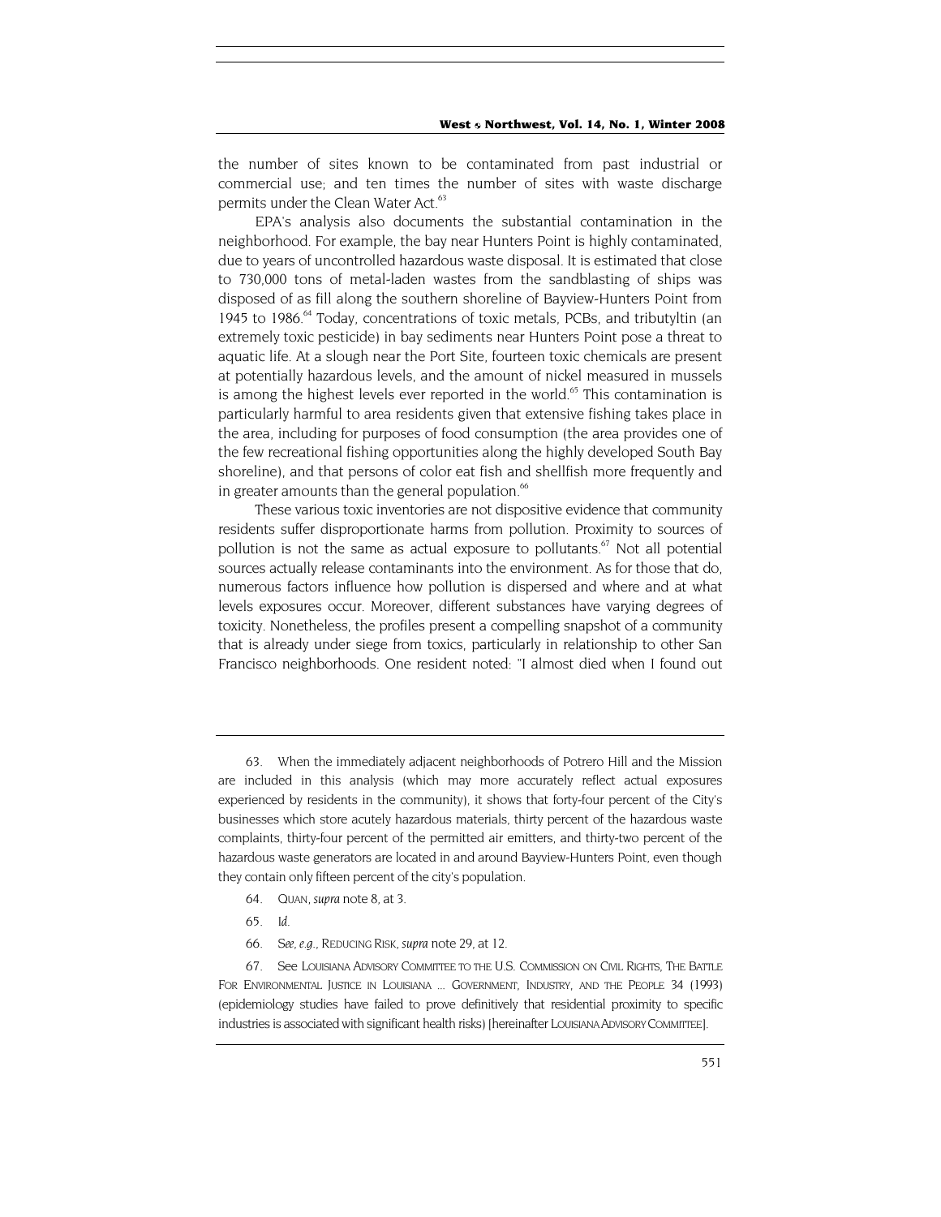the number of sites known to be contaminated from past industrial or commercial use; and ten times the number of sites with waste discharge permits under the Clean Water Act.[63]

EPA's analysis also documents the substantial contamination in the neighborhood. For example, the bay near Hunters Point is highly contaminated, due to years of uncontrolled hazardous waste disposal. It is estimated that close to 730,000 tons of metal-laden wastes from the sandblasting of ships was disposed of as fill along the southern shoreline of Bayview-Hunters Point from 1945 to 1986.[64] Today, concentrations of toxic metals, PCBs, and tributyltin (an extremely toxic pesticide) in bay sediments near Hunters Point pose a threat to aquatic life. At a slough near the Port Site, fourteen toxic chemicals are present at potentially hazardous levels, and the amount of nickel measured in mussels is among the highest levels ever reported in the world.[65] This contamination is particularly harmful to area residents given that extensive fishing takes place in the area, including for purposes of food consumption (the area provides one of the few recreational fishing opportunities along the highly developed South Bay shoreline), and that persons of color eat fish and shellfish more frequently and in greater amounts than the general population.[66]

These various toxic inventories are not dispositive evidence that community residents suffer disproportionate harms from pollution. Proximity to sources of pollution is not the same as actual exposure to pollutants.[67] Not all potential sources actually release contaminants into the environment. As for those that do, numerous factors influence how pollution is dispersed and where and at what levels exposures occur. Moreover, different substances have varying degrees of toxicity. Nonetheless, the profiles present a compelling snapshot of a community that is already under siege from toxics, particularly in relationship to other San Francisco neighborhoods. One resident noted: "I almost died when I found out

---

63. When the immediately adjacent neighborhoods of Potrero Hill and the Mission are included in this analysis (which may more accurately reflect actual exposures experienced by residents in the community), it shows that forty-four percent of the City's businesses which store acutely hazardous materials, thirty percent of the hazardous waste complaints, thirty-four percent of the permitted air emitters, and thirty-two percent of the hazardous waste generators are located in and around Bayview-Hunters Point, even though they contain only fifteen percent of the city's population.

64. QUAN, *supra* note 8, at 3.

65. *Id.*

66. *See, e.g.*, REDUCING RISK, *supra* note 29, at 12.

67. See LOUISIANA ADVISORY COMMITTEE TO THE U.S. COMMISSION ON CIVIL RIGHTS, THE BATTLE FOR ENVIRONMENTAL JUSTICE IN LOUISIANA ... GOVERNMENT, INDUSTRY, AND THE PEOPLE 34 (1993) (epidemiology studies have failed to prove definitively that residential proximity to specific industries is associated with significant health risks) [hereinafter LOUISIANA ADVISORY COMMITTEE].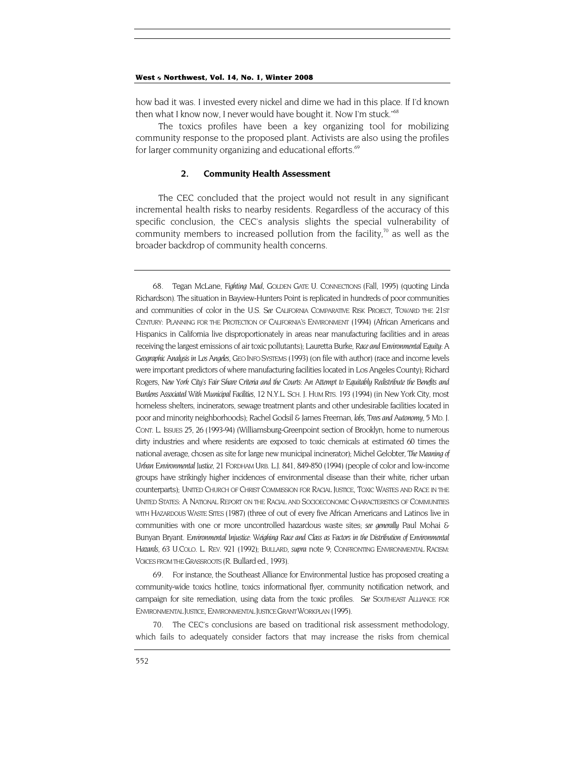how bad it was. I invested every nickel and dime we had in this place. If I'd known then what I know now, I never would have bought it. Now I'm stuck."[68]

The toxics profiles have been a key organizing tool for mobilizing community response to the proposed plant. Activists are also using the profiles for larger community organizing and educational efforts.[69]

### 2. Community Health Assessment

The CEC concluded that the project would not result in any significant incremental health risks to nearby residents. Regardless of the accuracy of this specific conclusion, the CEC's analysis slights the special vulnerability of community members to increased pollution from the facility,[70] as well as the broader backdrop of community health concerns.

---

68. Tegan McLane, *Fighting Mad*, GOLDEN GATE U. CONNECTIONS (Fall, 1995) (quoting Linda Richardson). The situation in Bayview-Hunters Point is replicated in hundreds of poor communities and communities of color in the U.S. *See* CALIFORNIA COMPARATIVE RISK PROJECT, TOWARD THE 21ST CENTURY: PLANNING FOR THE PROTECTION OF CALIFORNIA'S ENVIRONMENT (1994) (African Americans and Hispanics in California live disproportionately in areas near manufacturing facilities and in areas receiving the largest emissions of air toxic pollutants); Lauretta Burke, *Race and Environmental Equity: A Geographic Analysis in Los Angeles*, GEO INFO SYSTEMS (1993) (on file with author) (race and income levels were important predictors of where manufacturing facilities located in Los Angeles County); Richard Rogers, *New York City's Fair Share Criteria and the Courts: An Attempt to Equitably Redistribute the Benefits and Burdens Associated With Municipal Facilities*, 12 N.Y.L. SCH. J. HUM RTS. 193 (1994) (in New York City, most homeless shelters, incinerators, sewage treatment plants and other undesirable facilities located in poor and minority neighborhoods); Rachel Godsil & James Freeman, *Jobs, Trees and Autonomy*, 5 MD. J. CONT. L. ISSUES 25, 26 (1993-94) (Williamsburg-Greenpoint section of Brooklyn, home to numerous dirty industries and where residents are exposed to toxic chemicals at estimated 60 times the national average, chosen as site for large new municipal incinerator); Michel Gelobter, *The Meaning of Urban Environmental Justice*, 21 FORDHAM URB. L.J. 841, 849-850 (1994) (people of color and low-income groups have strikingly higher incidences of environmental disease than their white, richer urban counterparts); UNITED CHURCH OF CHRIST COMMISSION FOR RACIAL JUSTICE, TOXIC WASTES AND RACE IN THE UNITED STATES: A NATIONAL REPORT ON THE RACIAL AND SOCIOECONOMIC CHARACTERISTICS OF COMMUNITIES WITH HAZARDOUS WASTE SITES (1987) (three of out of every five African Americans and Latinos live in communities with one or more uncontrolled hazardous waste sites; *see generally* Paul Mohai & Bunyan Bryant. *Environmental Injustice: Weighing Race and Class as Factors in the Distribution of Environmental Hazards*, 63 U.COLO. L. REV. 921 (1992); BULLARD, *supra* note 9; CONFRONTING ENVIRONMENTAL RACISM: VOICES FROM THE GRASSROOTS (R. Bullard ed., 1993).

69. For instance, the Southeast Alliance for Environmental Justice has proposed creating a community-wide toxics hotline, toxics informational flyer, community notification network, and campaign for site remediation, using data from the toxic profiles. *See* SOUTHEAST ALLIANCE FOR ENVIRONMENTAL JUSTICE, ENVIRONMENTAL JUSTICE GRANT WORKPLAN (1995).

70. The CEC's conclusions are based on traditional risk assessment methodology, which fails to adequately consider factors that may increase the risks from chemical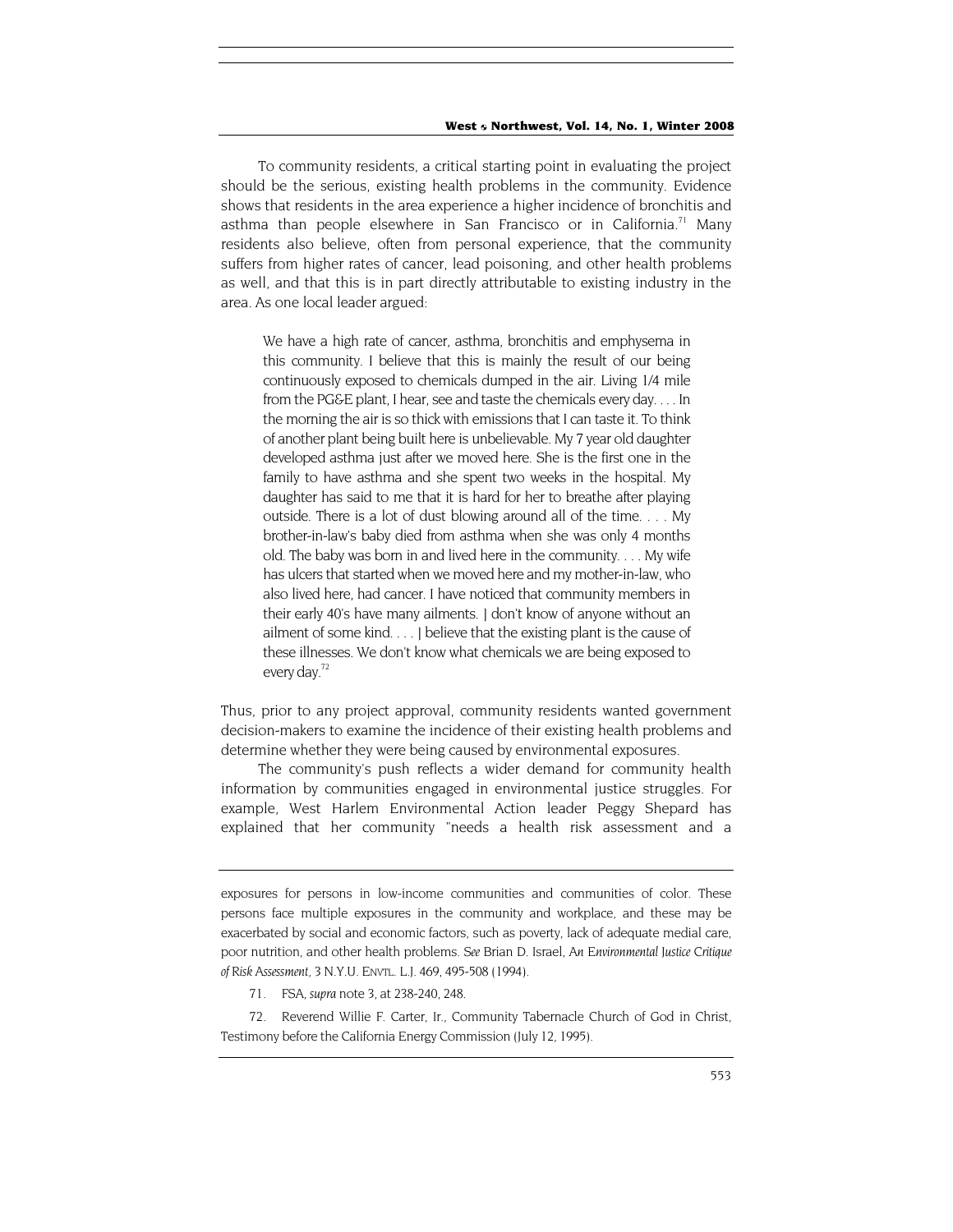To community residents, a critical starting point in evaluating the project should be the serious, existing health problems in the community. Evidence shows that residents in the area experience a higher incidence of bronchitis and asthma than people elsewhere in San Francisco or in California.[71] Many residents also believe, often from personal experience, that the community suffers from higher rates of cancer, lead poisoning, and other health problems as well, and that this is in part directly attributable to existing industry in the area. As one local leader argued:

> We have a high rate of cancer, asthma, bronchitis and emphysema in this community. I believe that this is mainly the result of our being continuously exposed to chemicals dumped in the air. Living 1/4 mile from the PG&E plant, I hear, see and taste the chemicals every day. . . . In the morning the air is so thick with emissions that I can taste it. To think of another plant being built here is unbelievable. My 7 year old daughter developed asthma just after we moved here. She is the first one in the family to have asthma and she spent two weeks in the hospital. My daughter has said to me that it is hard for her to breathe after playing outside. There is a lot of dust blowing around all of the time. . . . My brother-in-law's baby died from asthma when she was only 4 months old. The baby was born in and lived here in the community. . . . My wife has ulcers that started when we moved here and my mother-in-law, who also lived here, had cancer. I have noticed that community members in their early 40's have many ailments. I don't know of anyone without an ailment of some kind. . . . I believe that the existing plant is the cause of these illnesses. We don't know what chemicals we are being exposed to every day.[72]

Thus, prior to any project approval, community residents wanted government decision-makers to examine the incidence of their existing health problems and determine whether they were being caused by environmental exposures.

The community's push reflects a wider demand for community health information by communities engaged in environmental justice struggles. For example, West Harlem Environmental Action leader Peggy Shepard has explained that her community "needs a health risk assessment and a

---

exposures for persons in low-income communities and communities of color. These persons face multiple exposures in the community and workplace, and these may be exacerbated by social and economic factors, such as poverty, lack of adequate medial care, poor nutrition, and other health problems. *See* Brian D. Israel, *An Environmental Justice Critique of Risk Assessment*, 3 N.Y.U. ENVTL. L.J. 469, 495-508 (1994).

71. FSA, *supra* note 3, at 238-240, 248.

72. Reverend Willie F. Carter, Jr., Community Tabernacle Church of God in Christ, Testimony before the California Energy Commission (July 12, 1995).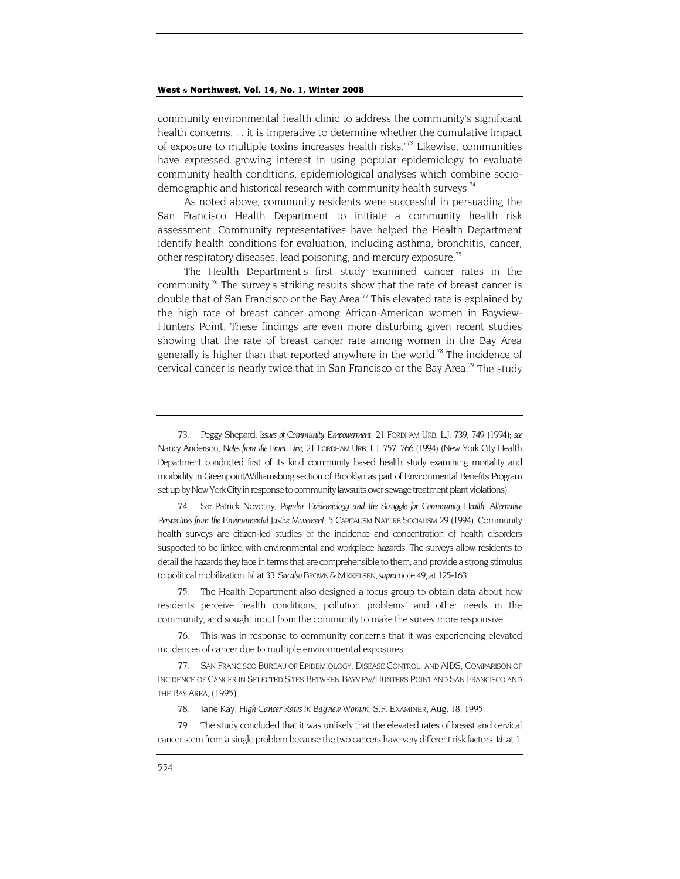community environmental health clinic to address the community's significant health concerns. . . it is imperative to determine whether the cumulative impact of exposure to multiple toxins increases health risks."[73] Likewise, communities have expressed growing interest in using popular epidemiology to evaluate community health conditions, epidemiological analyses which combine socio-demographic and historical research with community health surveys.[74]

As noted above, community residents were successful in persuading the San Francisco Health Department to initiate a community health risk assessment. Community representatives have helped the Health Department identify health conditions for evaluation, including asthma, bronchitis, cancer, other respiratory diseases, lead poisoning, and mercury exposure.[75]

The Health Department's first study examined cancer rates in the community.[76] The survey's striking results show that the rate of breast cancer is double that of San Francisco or the Bay Area.[77] This elevated rate is explained by the high rate of breast cancer among African-American women in Bayview-Hunters Point. These findings are even more disturbing given recent studies showing that the rate of breast cancer rate among women in the Bay Area generally is higher than that reported anywhere in the world.[78] The incidence of cervical cancer is nearly twice that in San Francisco or the Bay Area.[79] The study

---

73. Peggy Shepard, *Issues of Community Empowerment*, 21 FORDHAM URB. L.J. 739, 749 (1994); *see* Nancy Anderson, *Notes from the Front Line*, 21 FORDHAM URB. L.J. 757, 766 (1994) (New York City Health Department conducted first of its kind community based health study examining mortality and morbidity in Greenpoint/Williamsburg section of Brooklyn as part of Environmental Benefits Program set up by New York City in response to community lawsuits over sewage treatment plant violations).

74. *See* Patrick Novotny, *Popular Epidemiology and the Struggle for Community Health: Alternative Perspectives from the Environmental Justice Movement*, 5 CAPITALISM NATURE SOCIALISM 29 (1994). Community health surveys are citizen-led studies of the incidence and concentration of health disorders suspected to be linked with environmental and workplace hazards. The surveys allow residents to detail the hazards they face in terms that are comprehensible to them, and provide a strong stimulus to political mobilization. *Id.* at 33. *See also* BROWN & MIKKELSEN, *supra* note 49, at 125-163.

75. The Health Department also designed a focus group to obtain data about how residents perceive health conditions, pollution problems, and other needs in the community, and sought input from the community to make the survey more responsive.

76. This was in response to community concerns that it was experiencing elevated incidences of cancer due to multiple environmental exposures.

77. SAN FRANCISCO BUREAU OF EPIDEMIOLOGY, DISEASE CONTROL, AND AIDS, COMPARISON OF INCIDENCE OF CANCER IN SELECTED SITES BETWEEN BAYVIEW/HUNTERS POINT AND SAN FRANCISCO AND THE BAY AREA, (1995).

78. Jane Kay, *High Cancer Rates in Bayview Women*, S.F. EXAMINER, Aug. 18, 1995.

79. The study concluded that it was unlikely that the elevated rates of breast and cervical cancer stem from a single problem because the two cancers have very different risk factors. *Id.* at 1.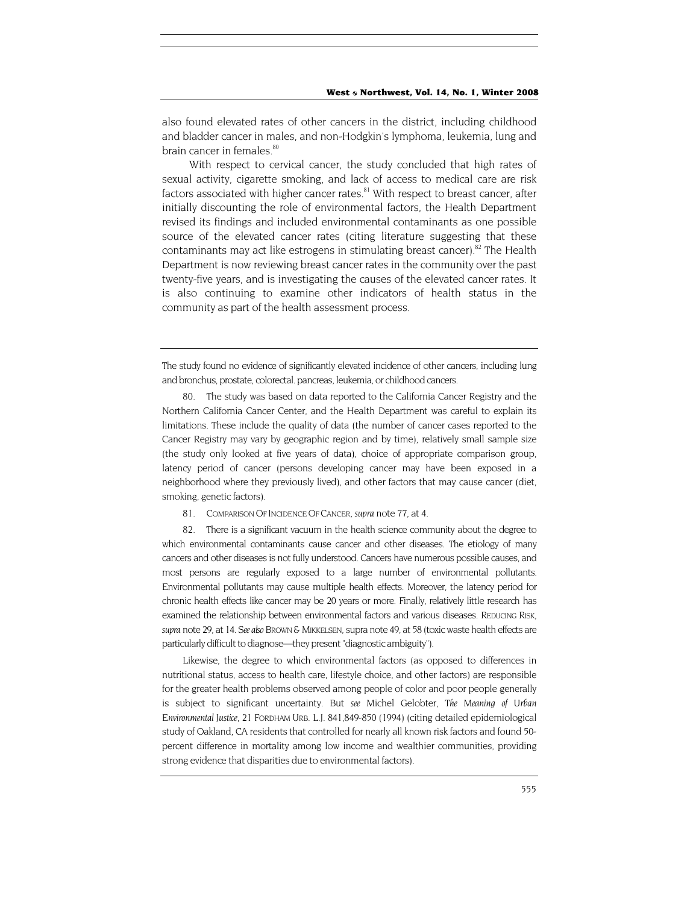also found elevated rates of other cancers in the district, including childhood and bladder cancer in males, and non-Hodgkin's lymphoma, leukemia, lung and brain cancer in females.[80]

With respect to cervical cancer, the study concluded that high rates of sexual activity, cigarette smoking, and lack of access to medical care are risk factors associated with higher cancer rates.[81] With respect to breast cancer, after initially discounting the role of environmental factors, the Health Department revised its findings and included environmental contaminants as one possible source of the elevated cancer rates (citing literature suggesting that these contaminants may act like estrogens in stimulating breast cancer).[82] The Health Department is now reviewing breast cancer rates in the community over the past twenty-five years, and is investigating the causes of the elevated cancer rates. It is also continuing to examine other indicators of health status in the community as part of the health assessment process.

---

The study found no evidence of significantly elevated incidence of other cancers, including lung and bronchus, prostate, colorectal. pancreas, leukemia, or childhood cancers.

80. The study was based on data reported to the California Cancer Registry and the Northern California Cancer Center, and the Health Department was careful to explain its limitations. These include the quality of data (the number of cancer cases reported to the Cancer Registry may vary by geographic region and by time), relatively small sample size (the study only looked at five years of data), choice of appropriate comparison group, latency period of cancer (persons developing cancer may have been exposed in a neighborhood where they previously lived), and other factors that may cause cancer (diet, smoking, genetic factors).

81. COMPARISON OF INCIDENCE OF CANCER, *supra* note 77, at 4.

82. There is a significant vacuum in the health science community about the degree to which environmental contaminants cause cancer and other diseases. The etiology of many cancers and other diseases is not fully understood. Cancers have numerous possible causes, and most persons are regularly exposed to a large number of environmental pollutants. Environmental pollutants may cause multiple health effects. Moreover, the latency period for chronic health effects like cancer may be 20 years or more. Finally, relatively little research has examined the relationship between environmental factors and various diseases. REDUCING RISK, *supra* note 29, at 14. *See also* BROWN & MIKKELSEN, supra note 49, at 58 (toxic waste health effects are particularly difficult to diagnose—they present "diagnostic ambiguity").

Likewise, the degree to which environmental factors (as opposed to differences in nutritional status, access to health care, lifestyle choice, and other factors) are responsible for the greater health problems observed among people of color and poor people generally is subject to significant uncertainty. But *see* Michel Gelobter, *The Meaning of Urban Environmental Justice*, 21 FORDHAM URB. L.J. 841,849-850 (1994) (citing detailed epidemiological study of Oakland, CA residents that controlled for nearly all known risk factors and found 50-percent difference in mortality among low income and wealthier communities, providing strong evidence that disparities due to environmental factors).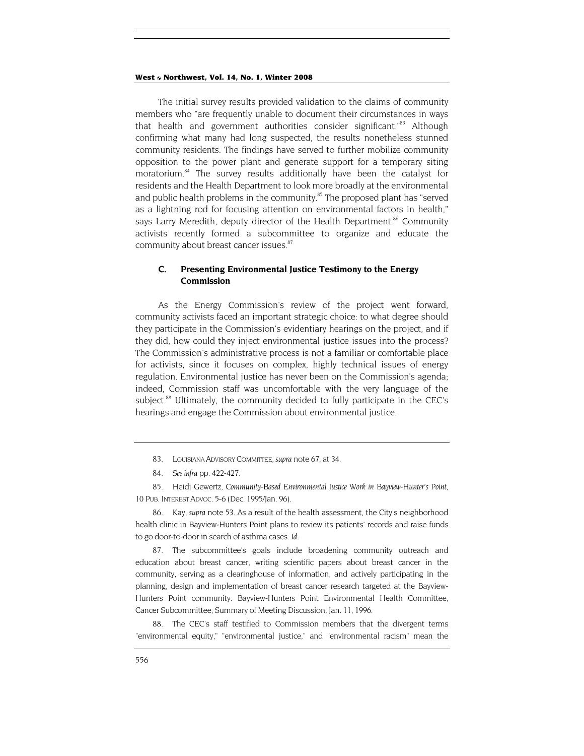The initial survey results provided validation to the claims of community members who "are frequently unable to document their circumstances in ways that health and government authorities consider significant."[83] Although confirming what many had long suspected, the results nonetheless stunned community residents. The findings have served to further mobilize community opposition to the power plant and generate support for a temporary siting moratorium.[84] The survey results additionally have been the catalyst for residents and the Health Department to look more broadly at the environmental and public health problems in the community.[85] The proposed plant has "served as a lightning rod for focusing attention on environmental factors in health," says Larry Meredith, deputy director of the Health Department.[86] Community activists recently formed a subcommittee to organize and educate the community about breast cancer issues.[87]

### C. Presenting Environmental Justice Testimony to the Energy Commission

As the Energy Commission's review of the project went forward, community activists faced an important strategic choice: to what degree should they participate in the Commission's evidentiary hearings on the project, and if they did, how could they inject environmental justice issues into the process? The Commission's administrative process is not a familiar or comfortable place for activists, since it focuses on complex, highly technical issues of energy regulation. Environmental justice has never been on the Commission's agenda; indeed, Commission staff was uncomfortable with the very language of the subject.[88] Ultimately, the community decided to fully participate in the CEC's hearings and engage the Commission about environmental justice.

---

83. LOUISIANA ADVISORY COMMITTEE, *supra* note 67, at 34.

84. *See infra* pp. 422-427.

85. Heidi Gewertz, *Community-Based Environmental Justice Work in Bayview-Hunter's Point*, 10 PUB. INTEREST ADVOC. 5-6 (Dec. 1995/Jan. 96).

86. Kay, *supra* note 53. As a result of the health assessment, the City's neighborhood health clinic in Bayview-Hunters Point plans to review its patients' records and raise funds to go door-to-door in search of asthma cases. *Id.*

87. The subcommittee's goals include broadening community outreach and education about breast cancer, writing scientific papers about breast cancer in the community, serving as a clearinghouse of information, and actively participating in the planning, design and implementation of breast cancer research targeted at the Bayview-Hunters Point community. Bayview-Hunters Point Environmental Health Committee, Cancer Subcommittee, Summary of Meeting Discussion, Jan. 11, 1996.

88. The CEC's staff testified to Commission members that the divergent terms "environmental equity," "environmental justice," and "environmental racism" mean the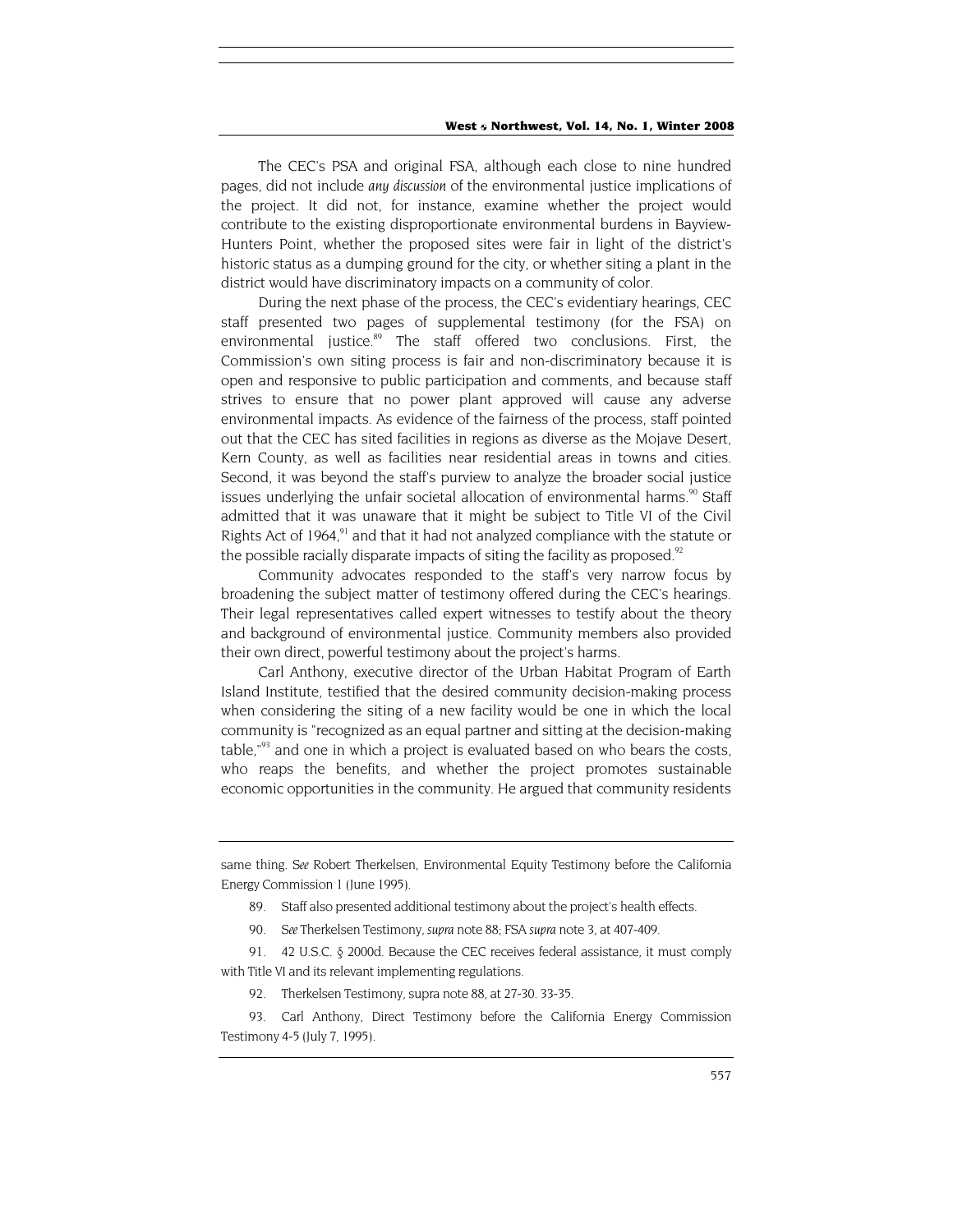The CEC's PSA and original FSA, although each close to nine hundred pages, did not include *any discussion* of the environmental justice implications of the project. It did not, for instance, examine whether the project would contribute to the existing disproportionate environmental burdens in Bayview-Hunters Point, whether the proposed sites were fair in light of the district's historic status as a dumping ground for the city, or whether siting a plant in the district would have discriminatory impacts on a community of color.

During the next phase of the process, the CEC's evidentiary hearings, CEC staff presented two pages of supplemental testimony (for the FSA) on environmental justice.[89] The staff offered two conclusions. First, the Commission's own siting process is fair and non-discriminatory because it is open and responsive to public participation and comments, and because staff strives to ensure that no power plant approved will cause any adverse environmental impacts. As evidence of the fairness of the process, staff pointed out that the CEC has sited facilities in regions as diverse as the Mojave Desert, Kern County, as well as facilities near residential areas in towns and cities. Second, it was beyond the staff's purview to analyze the broader social justice issues underlying the unfair societal allocation of environmental harms.[90] Staff admitted that it was unaware that it might be subject to Title VI of the Civil Rights Act of 1964,[91] and that it had not analyzed compliance with the statute or the possible racially disparate impacts of siting the facility as proposed.[92]

Community advocates responded to the staff's very narrow focus by broadening the subject matter of testimony offered during the CEC's hearings. Their legal representatives called expert witnesses to testify about the theory and background of environmental justice. Community members also provided their own direct, powerful testimony about the project's harms.

Carl Anthony, executive director of the Urban Habitat Program of Earth Island Institute, testified that the desired community decision-making process when considering the siting of a new facility would be one in which the local community is "recognized as an equal partner and sitting at the decision-making table,"[93] and one in which a project is evaluated based on who bears the costs, who reaps the benefits, and whether the project promotes sustainable economic opportunities in the community. He argued that community residents

---

same thing. *See* Robert Therkelsen, Environmental Equity Testimony before the California Energy Commission 1 (June 1995).

89. Staff also presented additional testimony about the project's health effects.

90. *See* Therkelsen Testimony, *supra* note 88; FSA *supra* note 3, at 407-409.

91. 42 U.S.C. § 2000d. Because the CEC receives federal assistance, it must comply with Title VI and its relevant implementing regulations.

92. Therkelsen Testimony, supra note 88, at 27-30. 33-35.

93. Carl Anthony, Direct Testimony before the California Energy Commission Testimony 4-5 (July 7, 1995).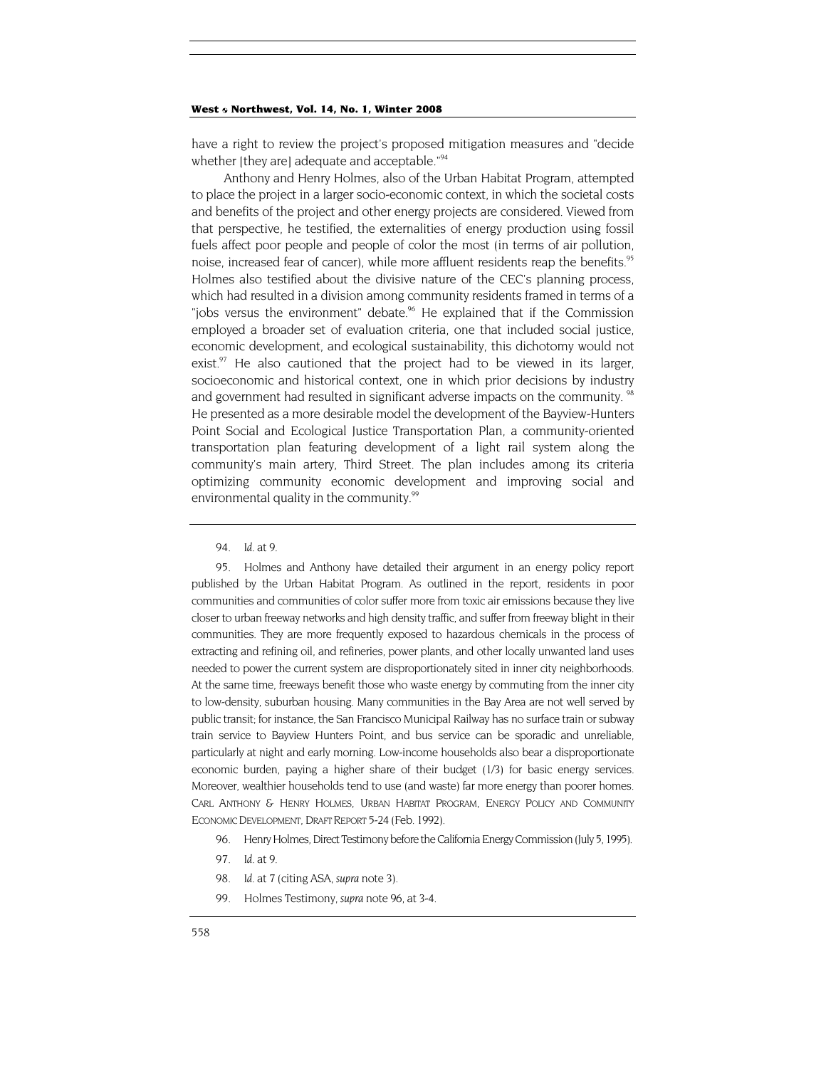have a right to review the project's proposed mitigation measures and "decide whether [they are] adequate and acceptable."[94]

Anthony and Henry Holmes, also of the Urban Habitat Program, attempted to place the project in a larger socio-economic context, in which the societal costs and benefits of the project and other energy projects are considered. Viewed from that perspective, he testified, the externalities of energy production using fossil fuels affect poor people and people of color the most (in terms of air pollution, noise, increased fear of cancer), while more affluent residents reap the benefits.[95] Holmes also testified about the divisive nature of the CEC's planning process, which had resulted in a division among community residents framed in terms of a "jobs versus the environment" debate.[96] He explained that if the Commission employed a broader set of evaluation criteria, one that included social justice, economic development, and ecological sustainability, this dichotomy would not exist.[97] He also cautioned that the project had to be viewed in its larger, socioeconomic and historical context, one in which prior decisions by industry and government had resulted in significant adverse impacts on the community.[98] He presented as a more desirable model the development of the Bayview-Hunters Point Social and Ecological Justice Transportation Plan, a community-oriented transportation plan featuring development of a light rail system along the community's main artery, Third Street. The plan includes among its criteria optimizing community economic development and improving social and environmental quality in the community.[99]

---

94. *Id.* at 9.

95. Holmes and Anthony have detailed their argument in an energy policy report published by the Urban Habitat Program. As outlined in the report, residents in poor communities and communities of color suffer more from toxic air emissions because they live closer to urban freeway networks and high density traffic, and suffer from freeway blight in their communities. They are more frequently exposed to hazardous chemicals in the process of extracting and refining oil, and refineries, power plants, and other locally unwanted land uses needed to power the current system are disproportionately sited in inner city neighborhoods. At the same time, freeways benefit those who waste energy by commuting from the inner city to low-density, suburban housing. Many communities in the Bay Area are not well served by public transit; for instance, the San Francisco Municipal Railway has no surface train or subway train service to Bayview Hunters Point, and bus service can be sporadic and unreliable, particularly at night and early morning. Low-income households also bear a disproportionate economic burden, paying a higher share of their budget (1/3) for basic energy services. Moreover, wealthier households tend to use (and waste) far more energy than poorer homes. CARL ANTHONY & HENRY HOLMES, URBAN HABITAT PROGRAM, ENERGY POLICY AND COMMUNITY ECONOMIC DEVELOPMENT, DRAFT REPORT 5-24 (Feb. 1992).

96. Henry Holmes, Direct Testimony before the California Energy Commission (July 5, 1995).

97. *Id.* at 9.

98. *Id.* at 7 (citing ASA, *supra* note 3).

99. Holmes Testimony, *supra* note 96, at 3-4.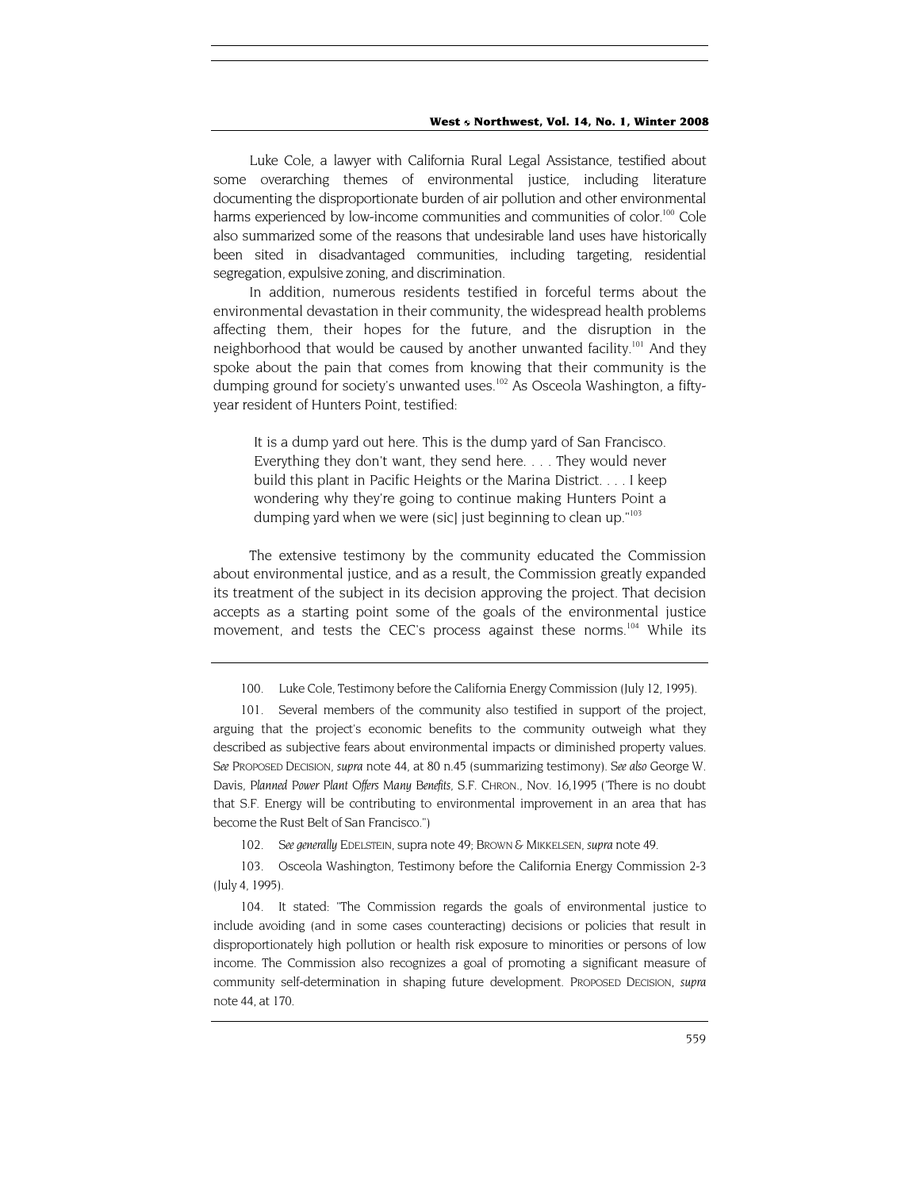Luke Cole, a lawyer with California Rural Legal Assistance, testified about some overarching themes of environmental justice, including literature documenting the disproportionate burden of air pollution and other environmental harms experienced by low-income communities and communities of color.[100] Cole also summarized some of the reasons that undesirable land uses have historically been sited in disadvantaged communities, including targeting, residential segregation, expulsive zoning, and discrimination.

In addition, numerous residents testified in forceful terms about the environmental devastation in their community, the widespread health problems affecting them, their hopes for the future, and the disruption in the neighborhood that would be caused by another unwanted facility.[101] And they spoke about the pain that comes from knowing that their community is the dumping ground for society's unwanted uses.[102] As Osceola Washington, a fifty-year resident of Hunters Point, testified:

> It is a dump yard out here. This is the dump yard of San Francisco. Everything they don't want, they send here. . . . They would never build this plant in Pacific Heights or the Marina District. . . . I keep wondering why they're going to continue making Hunters Point a dumping yard when we were (sic] just beginning to clean up."[103]

The extensive testimony by the community educated the Commission about environmental justice, and as a result, the Commission greatly expanded its treatment of the subject in its decision approving the project. That decision accepts as a starting point some of the goals of the environmental justice movement, and tests the CEC's process against these norms.[104] While its

---

100. Luke Cole, Testimony before the California Energy Commission (July 12, 1995).

101. Several members of the community also testified in support of the project, arguing that the project's economic benefits to the community outweigh what they described as subjective fears about environmental impacts or diminished property values. *See* PROPOSED DECISION, *supra* note 44, at 80 n.45 (summarizing testimony). *See also* George W. Davis, *Planned Power Plant Offers Many Benefits*, S.F. CHRON., Nov. 16,1995 ("There is no doubt that S.F. Energy will be contributing to environmental improvement in an area that has become the Rust Belt of San Francisco.")

102. *See generally* EDELSTEIN, supra note 49; BROWN & MIKKELSEN, *supra* note 49.

103. Osceola Washington, Testimony before the California Energy Commission 2-3 (July 4, 1995).

104. It stated: "The Commission regards the goals of environmental justice to include avoiding (and in some cases counteracting) decisions or policies that result in disproportionately high pollution or health risk exposure to minorities or persons of low income. The Commission also recognizes a goal of promoting a significant measure of community self-determination in shaping future development. PROPOSED DECISION, *supra* note 44, at 170.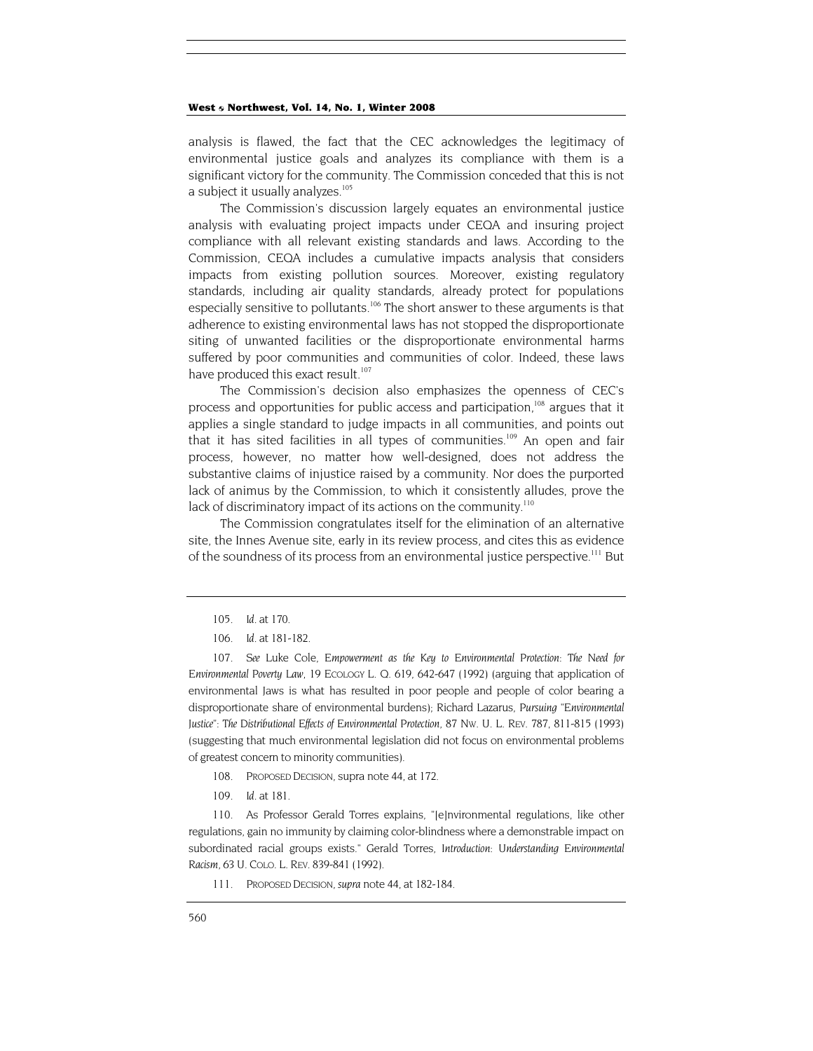analysis is flawed, the fact that the CEC acknowledges the legitimacy of environmental justice goals and analyzes its compliance with them is a significant victory for the community. The Commission conceded that this is not a subject it usually analyzes.[105]

The Commission's discussion largely equates an environmental justice analysis with evaluating project impacts under CEQA and insuring project compliance with all relevant existing standards and laws. According to the Commission, CEQA includes a cumulative impacts analysis that considers impacts from existing pollution sources. Moreover, existing regulatory standards, including air quality standards, already protect for populations especially sensitive to pollutants.[106] The short answer to these arguments is that adherence to existing environmental laws has not stopped the disproportionate siting of unwanted facilities or the disproportionate environmental harms suffered by poor communities and communities of color. Indeed, these laws have produced this exact result.[107]

The Commission's decision also emphasizes the openness of CEC's process and opportunities for public access and participation,[108] argues that it applies a single standard to judge impacts in all communities, and points out that it has sited facilities in all types of communities.[109] An open and fair process, however, no matter how well-designed, does not address the substantive claims of injustice raised by a community. Nor does the purported lack of animus by the Commission, to which it consistently alludes, prove the lack of discriminatory impact of its actions on the community.[110]

The Commission congratulates itself for the elimination of an alternative site, the Innes Avenue site, early in its review process, and cites this as evidence of the soundness of its process from an environmental justice perspective.[111] But

---

105. *Id.* at 170.

106. *Id.* at 181-182.

107. *See* Luke Cole, *Empowerment as the Key to Environmental Protection: The Need for Environmental Poverty Law*, 19 ECOLOGY L. Q. 619, 642-647 (1992) (arguing that application of environmental laws is what has resulted in poor people and people of color bearing a disproportionate share of environmental burdens); Richard Lazarus, *Pursuing "Environmental Justice": The Distributional Effects of Environmental Protection*, 87 NW. U. L. REV. 787, 811-815 (1993) (suggesting that much environmental legislation did not focus on environmental problems of greatest concern to minority communities).

108. PROPOSED DECISION, supra note 44, at 172.

109. *Id.* at 181.

110. As Professor Gerald Torres explains, "[e]nvironmental regulations, like other regulations, gain no immunity by claiming color-blindness where a demonstrable impact on subordinated racial groups exists." Gerald Torres, *Introduction: Understanding Environmental Racism*, 63 U. COLO. L. REV. 839-841 (1992).

111. PROPOSED DECISION, *supra* note 44, at 182-184.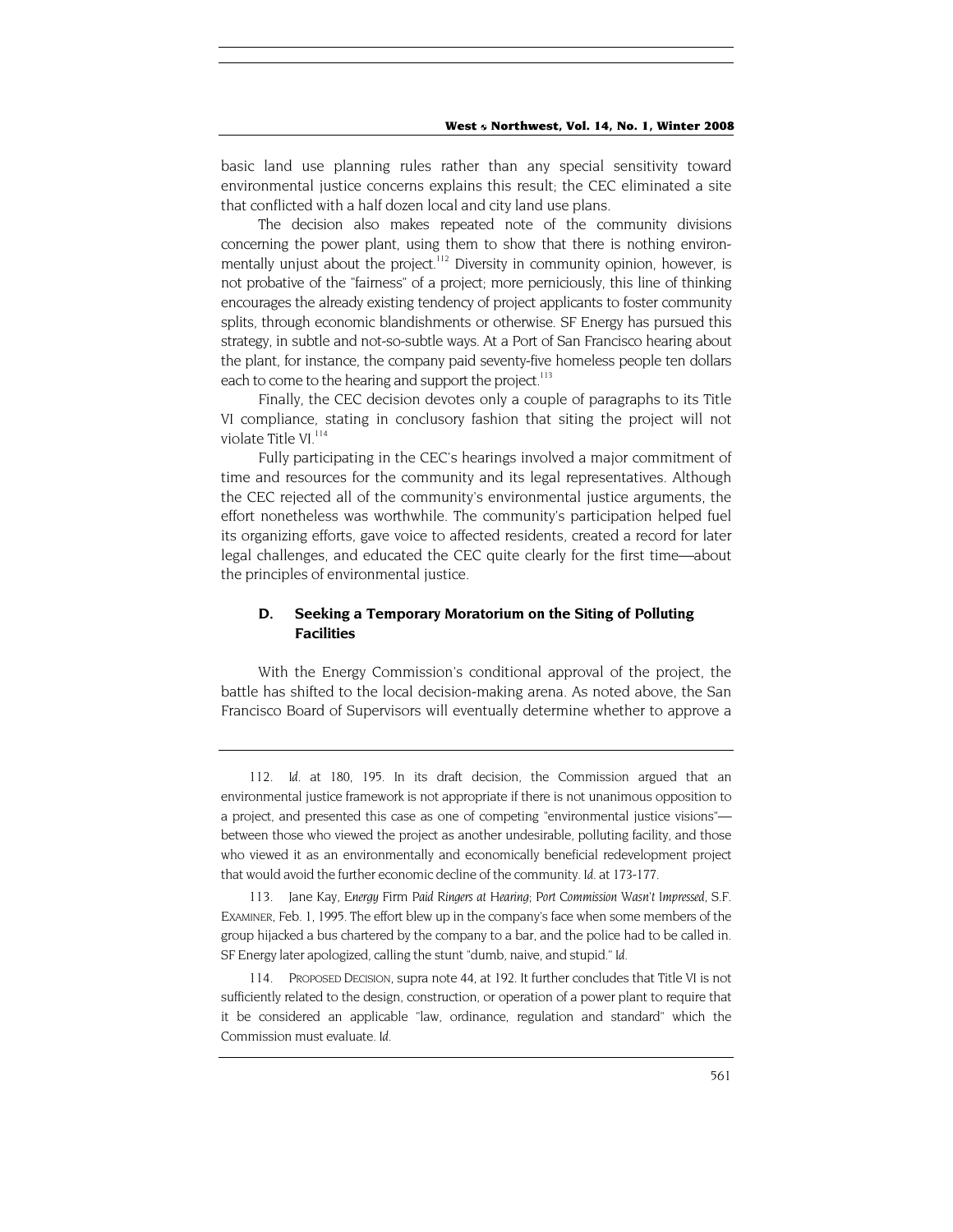basic land use planning rules rather than any special sensitivity toward environmental justice concerns explains this result; the CEC eliminated a site that conflicted with a half dozen local and city land use plans.

The decision also makes repeated note of the community divisions concerning the power plant, using them to show that there is nothing environmentally unjust about the project.[112] Diversity in community opinion, however, is not probative of the "fairness" of a project; more perniciously, this line of thinking encourages the already existing tendency of project applicants to foster community splits, through economic blandishments or otherwise. SF Energy has pursued this strategy, in subtle and not-so-subtle ways. At a Port of San Francisco hearing about the plant, for instance, the company paid seventy-five homeless people ten dollars each to come to the hearing and support the project.[113]

Finally, the CEC decision devotes only a couple of paragraphs to its Title VI compliance, stating in conclusory fashion that siting the project will not violate Title VI.[114]

Fully participating in the CEC's hearings involved a major commitment of time and resources for the community and its legal representatives. Although the CEC rejected all of the community's environmental justice arguments, the effort nonetheless was worthwhile. The community's participation helped fuel its organizing efforts, gave voice to affected residents, created a record for later legal challenges, and educated the CEC quite clearly for the first time—about the principles of environmental justice.

### D. Seeking a Temporary Moratorium on the Siting of Polluting Facilities

With the Energy Commission's conditional approval of the project, the battle has shifted to the local decision-making arena. As noted above, the San Francisco Board of Supervisors will eventually determine whether to approve a

---

112. *Id.* at 180, 195. In its draft decision, the Commission argued that an environmental justice framework is not appropriate if there is not unanimous opposition to a project, and presented this case as one of competing "environmental justice visions"—between those who viewed the project as another undesirable, polluting facility, and those who viewed it as an environmentally and economically beneficial redevelopment project that would avoid the further economic decline of the community. *Id.* at 173-177.

113. Jane Kay, *Energy Firm Paid Ringers at Hearing; Port Commission Wasn't Impressed*, S.F. EXAMINER, Feb. 1, 1995. The effort blew up in the company's face when some members of the group hijacked a bus chartered by the company to a bar, and the police had to be called in. SF Energy later apologized, calling the stunt "dumb, naive, and stupid." *Id.*

114. PROPOSED DECISION, supra note 44, at 192. It further concludes that Title VI is not sufficiently related to the design, construction, or operation of a power plant to require that it be considered an applicable "law, ordinance, regulation and standard" which the Commission must evaluate. *Id.*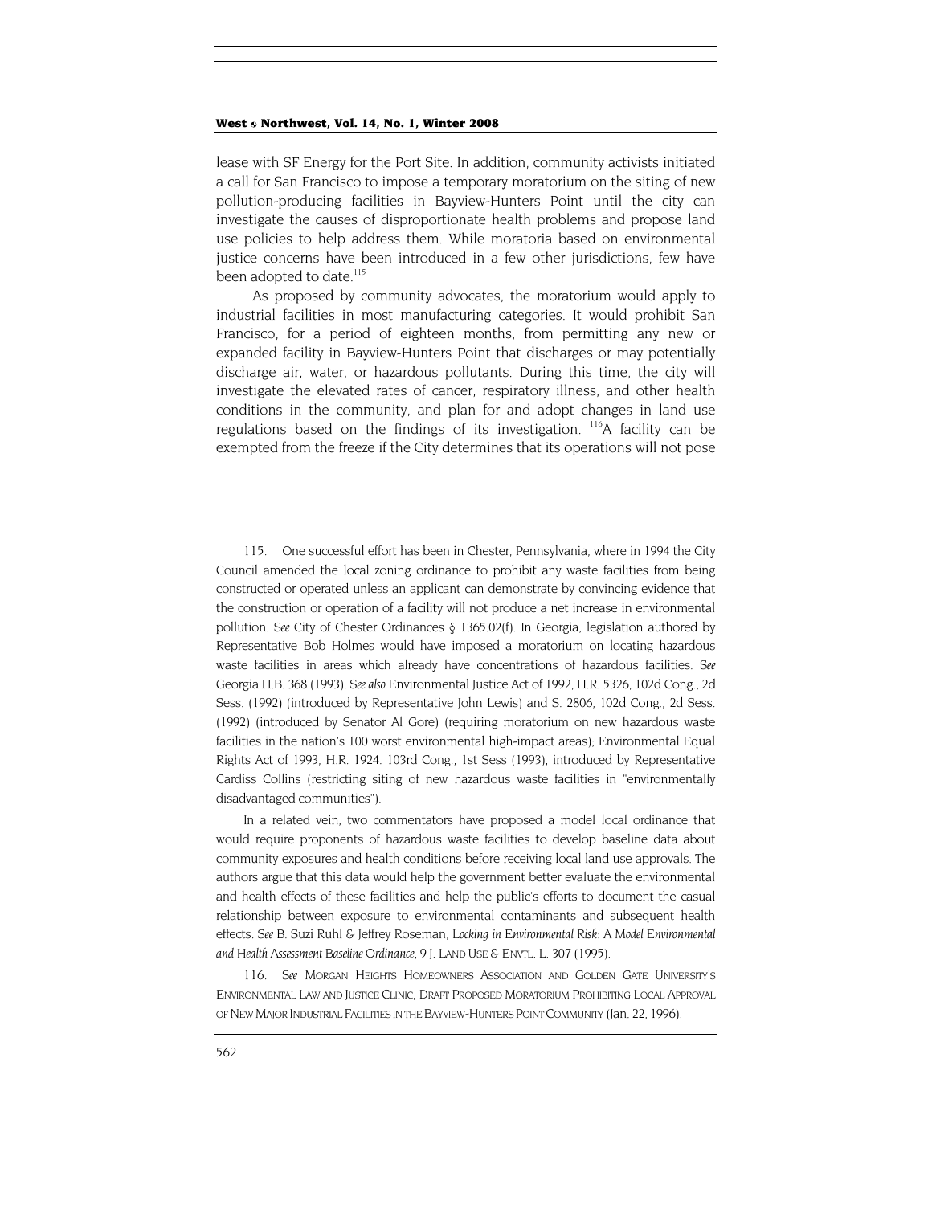lease with SF Energy for the Port Site. In addition, community activists initiated a call for San Francisco to impose a temporary moratorium on the siting of new pollution-producing facilities in Bayview-Hunters Point until the city can investigate the causes of disproportionate health problems and propose land use policies to help address them. While moratoria based on environmental justice concerns have been introduced in a few other jurisdictions, few have been adopted to date.[115]

As proposed by community advocates, the moratorium would apply to industrial facilities in most manufacturing categories. It would prohibit San Francisco, for a period of eighteen months, from permitting any new or expanded facility in Bayview-Hunters Point that discharges or may potentially discharge air, water, or hazardous pollutants. During this time, the city will investigate the elevated rates of cancer, respiratory illness, and other health conditions in the community, and plan for and adopt changes in land use regulations based on the findings of its investigation. [116]A facility can be exempted from the freeze if the City determines that its operations will not pose

---

115. One successful effort has been in Chester, Pennsylvania, where in 1994 the City Council amended the local zoning ordinance to prohibit any waste facilities from being constructed or operated unless an applicant can demonstrate by convincing evidence that the construction or operation of a facility will not produce a net increase in environmental pollution. *See* City of Chester Ordinances § 1365.02(f). In Georgia, legislation authored by Representative Bob Holmes would have imposed a moratorium on locating hazardous waste facilities in areas which already have concentrations of hazardous facilities. *See* Georgia H.B. 368 (1993). *See also* Environmental Justice Act of 1992, H.R. 5326, 102d Cong., 2d Sess. (1992) (introduced by Representative John Lewis) and S. 2806, 102d Cong., 2d Sess. (1992) (introduced by Senator Al Gore) (requiring moratorium on new hazardous waste facilities in the nation's 100 worst environmental high-impact areas); Environmental Equal Rights Act of 1993, H.R. 1924. 103rd Cong., 1st Sess (1993), introduced by Representative Cardiss Collins (restricting siting of new hazardous waste facilities in "environmentally disadvantaged communities").

In a related vein, two commentators have proposed a model local ordinance that would require proponents of hazardous waste facilities to develop baseline data about community exposures and health conditions before receiving local land use approvals. The authors argue that this data would help the government better evaluate the environmental and health effects of these facilities and help the public's efforts to document the casual relationship between exposure to environmental contaminants and subsequent health effects. *See* B. Suzi Ruhl & Jeffrey Roseman, *Locking in Environmental Risk: A Model Environmental and Health Assessment Baseline Ordinance*, 9 J. LAND USE & ENVTL. L. 307 (1995).

116. *See* MORGAN HEIGHTS HOMEOWNERS ASSOCIATION AND GOLDEN GATE UNIVERSITY'S ENVIRONMENTAL LAW AND JUSTICE CLINIC, DRAFT PROPOSED MORATORIUM PROHIBITING LOCAL APPROVAL OF NEW MAJOR INDUSTRIAL FACILITIES IN THE BAYVIEW-HUNTERS POINT COMMUNITY (Jan. 22, 1996).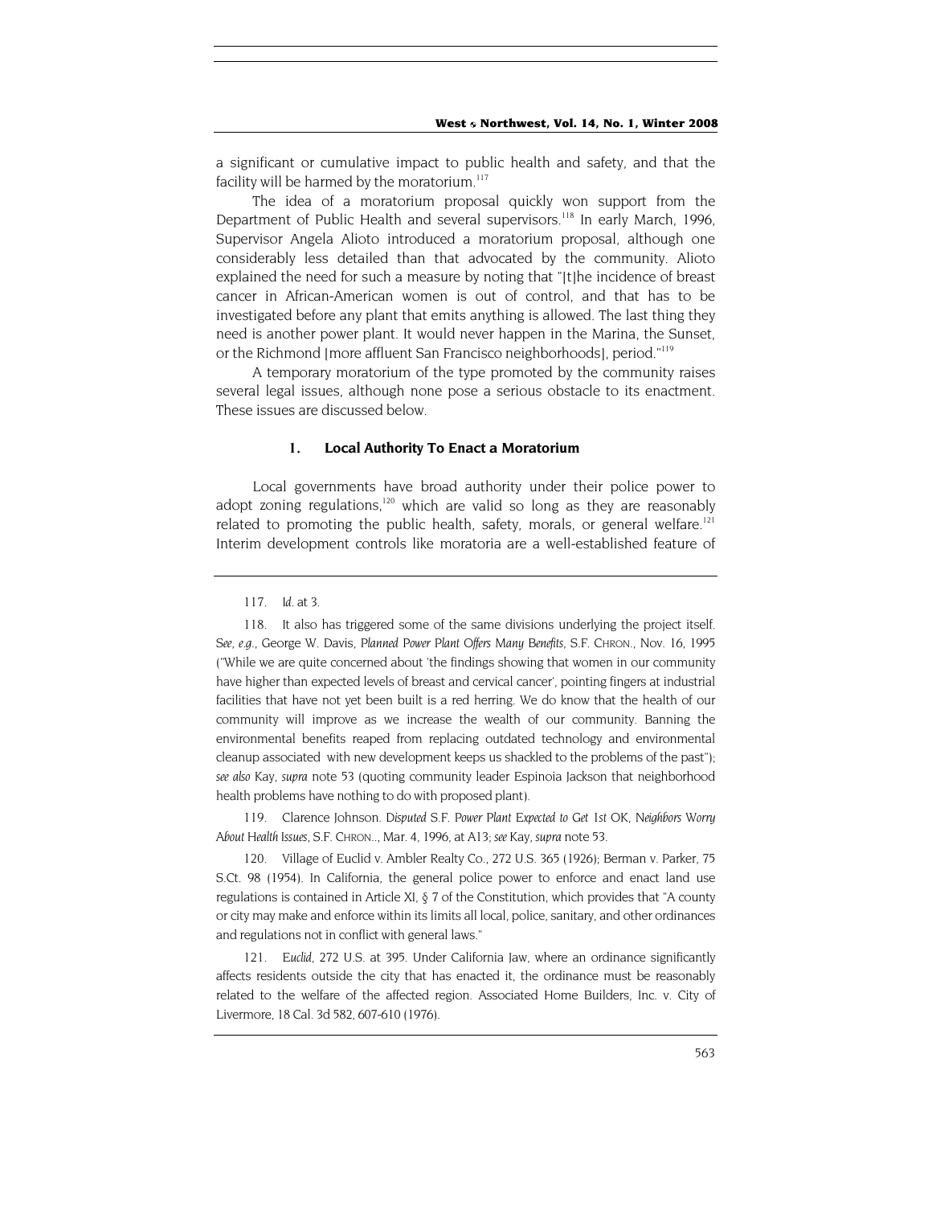a significant or cumulative impact to public health and safety, and that the facility will be harmed by the moratorium.[117]

The idea of a moratorium proposal quickly won support from the Department of Public Health and several supervisors.[118] In early March, 1996, Supervisor Angela Alioto introduced a moratorium proposal, although one considerably less detailed than that advocated by the community. Alioto explained the need for such a measure by noting that "[t]he incidence of breast cancer in African-American women is out of control, and that has to be investigated before any plant that emits anything is allowed. The last thing they need is another power plant. It would never happen in the Marina, the Sunset, or the Richmond [more affluent San Francisco neighborhoods], period."[119]

A temporary moratorium of the type promoted by the community raises several legal issues, although none pose a serious obstacle to its enactment. These issues are discussed below.

### 1. Local Authority To Enact a Moratorium

Local governments have broad authority under their police power to adopt zoning regulations,[120] which are valid so long as they are reasonably related to promoting the public health, safety, morals, or general welfare.[121] Interim development controls like moratoria are a well-established feature of

---

117. *Id.* at 3.

118. It also has triggered some of the same divisions underlying the project itself. *See, e.g.*, George W. Davis, *Planned Power Plant Offers Many Benefits*, S.F. CHRON., Nov. 16, 1995 ("While we are quite concerned about 'the findings showing that women in our community have higher than expected levels of breast and cervical cancer', pointing fingers at industrial facilities that have not yet been built is a red herring. We do know that the health of our community will improve as we increase the wealth of our community. Banning the environmental benefits reaped from replacing outdated technology and environmental cleanup associated with new development keeps us shackled to the problems of the past"); *see also* Kay, *supra* note 53 (quoting community leader Espinoia Jackson that neighborhood health problems have nothing to do with proposed plant).

119. Clarence Johnson. *Disputed S.F. Power Plant Expected to Get 1st OK, Neighbors Worry About Health Issues*, S.F. CHRON.., Mar. 4, 1996, at A13; *see* Kay, *supra* note 53.

120. Village of Euclid v. Ambler Realty Co., 272 U.S. 365 (1926); Berman v. Parker, 75 S.Ct. 98 (1954). In California, the general police power to enforce and enact land use regulations is contained in Article XI, § 7 of the Constitution, which provides that "A county or city may make and enforce within its limits all local, police, sanitary, and other ordinances and regulations not in conflict with general laws."

121. *Euclid*, 272 U.S. at 395. Under California law, where an ordinance significantly affects residents outside the city that has enacted it, the ordinance must be reasonably related to the welfare of the affected region. Associated Home Builders, Inc. v. City of Livermore, 18 Cal. 3d 582, 607-610 (1976).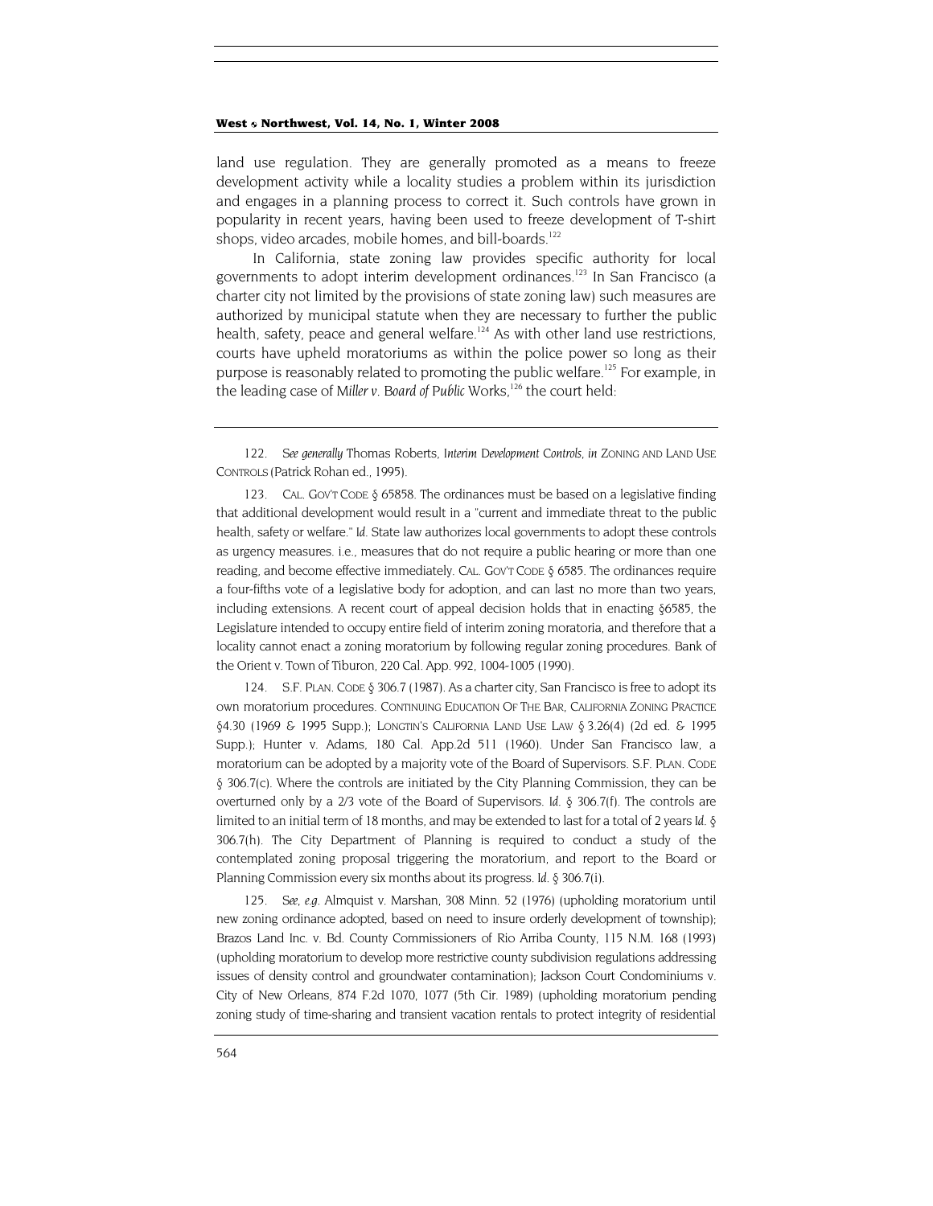land use regulation. They are generally promoted as a means to freeze development activity while a locality studies a problem within its jurisdiction and engages in a planning process to correct it. Such controls have grown in popularity in recent years, having been used to freeze development of T-shirt shops, video arcades, mobile homes, and bill-boards.[122]

In California, state zoning law provides specific authority for local governments to adopt interim development ordinances.[123] In San Francisco (a charter city not limited by the provisions of state zoning law) such measures are authorized by municipal statute when they are necessary to further the public health, safety, peace and general welfare.[124] As with other land use restrictions, courts have upheld moratoriums as within the police power so long as their purpose is reasonably related to promoting the public welfare.[125] For example, in the leading case of *Miller v. Board of Public Works*,[126] the court held:

---

122. *See generally* Thomas Roberts, *Interim Development Controls*, *in* ZONING AND LAND USE CONTROLS (Patrick Rohan ed., 1995).

123. CAL. GOV'T CODE § 65858. The ordinances must be based on a legislative finding that additional development would result in a "current and immediate threat to the public health, safety or welfare." *Id.* State law authorizes local governments to adopt these controls as urgency measures. i.e., measures that do not require a public hearing or more than one reading, and become effective immediately. CAL. GOV'T CODE § 6585. The ordinances require a four-fifths vote of a legislative body for adoption, and can last no more than two years, including extensions. A recent court of appeal decision holds that in enacting §6585, the Legislature intended to occupy entire field of interim zoning moratoria, and therefore that a locality cannot enact a zoning moratorium by following regular zoning procedures. Bank of the Orient v. Town of Tiburon, 220 Cal. App. 992, 1004-1005 (1990).

124. S.F. PLAN. CODE § 306.7 (1987). As a charter city, San Francisco is free to adopt its own moratorium procedures. CONTINUING EDUCATION OF THE BAR, CALIFORNIA ZONING PRACTICE §4.30 (1969 & 1995 Supp.); LONGTIN'S CALIFORNIA LAND USE LAW § 3.26(4) (2d ed. & 1995 Supp.); Hunter v. Adams, 180 Cal. App.2d 511 (1960). Under San Francisco law, a moratorium can be adopted by a majority vote of the Board of Supervisors. S.F. PLAN. CODE § 306.7(c). Where the controls are initiated by the City Planning Commission, they can be overturned only by a 2/3 vote of the Board of Supervisors. *Id.* § 306.7(f). The controls are limited to an initial term of 18 months, and may be extended to last for a total of 2 years *Id.* § 306.7(h). The City Department of Planning is required to conduct a study of the contemplated zoning proposal triggering the moratorium, and report to the Board or Planning Commission every six months about its progress. *Id.* § 306.7(i).

125. *See, e.g.* Almquist v. Marshan, 308 Minn. 52 (1976) (upholding moratorium until new zoning ordinance adopted, based on need to insure orderly development of township); Brazos Land Inc. v. Bd. County Commissioners of Rio Arriba County, 115 N.M. 168 (1993) (upholding moratorium to develop more restrictive county subdivision regulations addressing issues of density control and groundwater contamination); Jackson Court Condominiums v. City of New Orleans, 874 F.2d 1070, 1077 (5th Cir. 1989) (upholding moratorium pending zoning study of time-sharing and transient vacation rentals to protect integrity of residential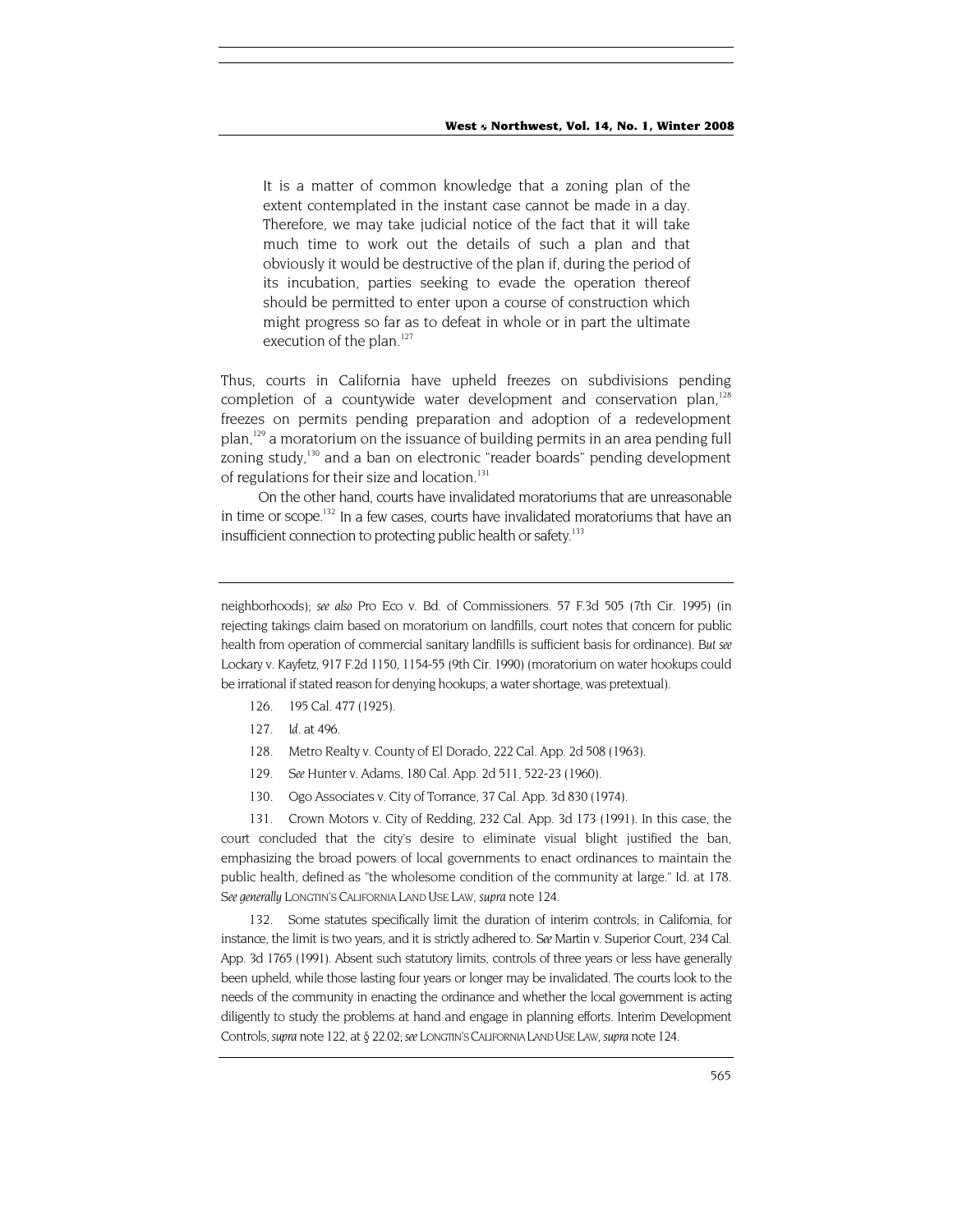> It is a matter of common knowledge that a zoning plan of the extent contemplated in the instant case cannot be made in a day. Therefore, we may take judicial notice of the fact that it will take much time to work out the details of such a plan and that obviously it would be destructive of the plan if, during the period of its incubation, parties seeking to evade the operation thereof should be permitted to enter upon a course of construction which might progress so far as to defeat in whole or in part the ultimate execution of the plan.[127]

Thus, courts in California have upheld freezes on subdivisions pending completion of a countywide water development and conservation plan,[128] freezes on permits pending preparation and adoption of a redevelopment plan,[129] a moratorium on the issuance of building permits in an area pending full zoning study,[130] and a ban on electronic "reader boards" pending development of regulations for their size and location.[131]

On the other hand, courts have invalidated moratoriums that are unreasonable in time or scope.[132] In a few cases, courts have invalidated moratoriums that have an insufficient connection to protecting public health or safety.[133]

---

neighborhoods); *see also* Pro Eco v. Bd. of Commissioners. 57 F.3d 505 (7th Cir. 1995) (in rejecting takings claim based on moratorium on landfills, court notes that concern for public health from operation of commercial sanitary landfills is sufficient basis for ordinance). *But see* Lockary v. Kayfetz, 917 F.2d 1150, 1154-55 (9th Cir. 1990) (moratorium on water hookups could be irrational if stated reason for denying hookups, a water shortage, was pretextual).

126. 195 Cal. 477 (1925).

127. *Id.* at 496.

128. Metro Realty v. County of El Dorado, 222 Cal. App. 2d 508 (1963).

129. *See* Hunter v. Adams, 180 Cal. App. 2d 511, 522-23 (1960).

130. Ogo Associates v. City of Torrance, 37 Cal. App. 3d 830 (1974).

131. Crown Motors v. City of Redding, 232 Cal. App. 3d 173 (1991). In this case, the court concluded that the city's desire to eliminate visual blight justified the ban, emphasizing the broad powers of local governments to enact ordinances to maintain the public health, defined as "the wholesome condition of the community at large." Id. at 178. *See generally* LONGTIN'S CALIFORNIA LAND USE LAW, *supra* note 124.

132. Some statutes specifically limit the duration of interim controls; in California, for instance, the limit is two years, and it is strictly adhered to. *See* Martin v. Superior Court, 234 Cal. App. 3d 1765 (1991). Absent such statutory limits, controls of three years or less have generally been upheld, while those lasting four years or longer may be invalidated. The courts look to the needs of the community in enacting the ordinance and whether the local government is acting diligently to study the problems at hand and engage in planning efforts. Interim Development Controls, *supra* note 122, at § 22.02; *see* LONGTIN'S CALIFORNIA LAND USE LAW, *supra* note 124.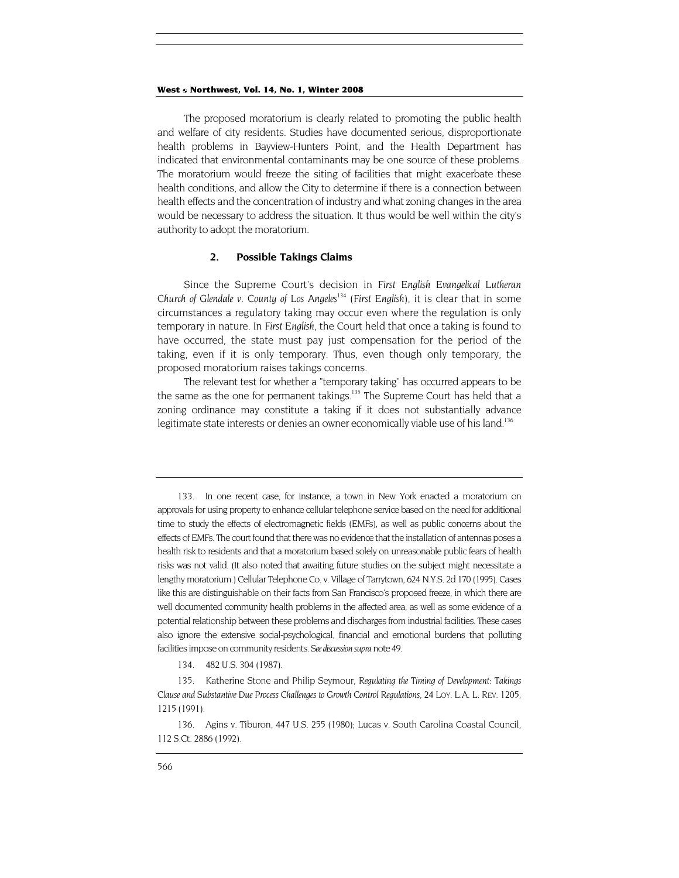The proposed moratorium is clearly related to promoting the public health and welfare of city residents. Studies have documented serious, disproportionate health problems in Bayview-Hunters Point, and the Health Department has indicated that environmental contaminants may be one source of these problems. The moratorium would freeze the siting of facilities that might exacerbate these health conditions, and allow the City to determine if there is a connection between health effects and the concentration of industry and what zoning changes in the area would be necessary to address the situation. It thus would be well within the city's authority to adopt the moratorium.

### 2. Possible Takings Claims

Since the Supreme Court's decision in *First English Evangelical Lutheran Church of Glendale v. County of Los Angeles*[134] (*First English*), it is clear that in some circumstances a regulatory taking may occur even where the regulation is only temporary in nature. In *First English*, the Court held that once a taking is found to have occurred, the state must pay just compensation for the period of the taking, even if it is only temporary. Thus, even though only temporary, the proposed moratorium raises takings concerns.

The relevant test for whether a "temporary taking" has occurred appears to be the same as the one for permanent takings.[135] The Supreme Court has held that a zoning ordinance may constitute a taking if it does not substantially advance legitimate state interests or denies an owner economically viable use of his land.[136]

---

133. In one recent case, for instance, a town in New York enacted a moratorium on approvals for using property to enhance cellular telephone service based on the need for additional time to study the effects of electromagnetic fields (EMFs), as well as public concerns about the effects of EMFs. The court found that there was no evidence that the installation of antennas poses a health risk to residents and that a moratorium based solely on unreasonable public fears of health risks was not valid. (It also noted that awaiting future studies on the subject might necessitate a lengthy moratorium.) Cellular Telephone Co. v. Village of Tarrytown, 624 N.Y.S. 2d 170 (1995). Cases like this are distinguishable on their facts from San Francisco's proposed freeze, in which there are well documented community health problems in the affected area, as well as some evidence of a potential relationship between these problems and discharges from industrial facilities. These cases also ignore the extensive social-psychological, financial and emotional burdens that polluting facilities impose on community residents. *See discussion supra* note 49.

134. 482 U.S. 304 (1987).

135. Katherine Stone and Philip Seymour, *Regulating the Timing of Development: Takings Clause and Substantive Due Process Challenges to Growth Control Regulations*, 24 LOY. L.A. L. REV. 1205, 1215 (1991).

136. Agins v. Tiburon, 447 U.S. 255 (1980); Lucas v. South Carolina Coastal Council, 112 S.Ct. 2886 (1992).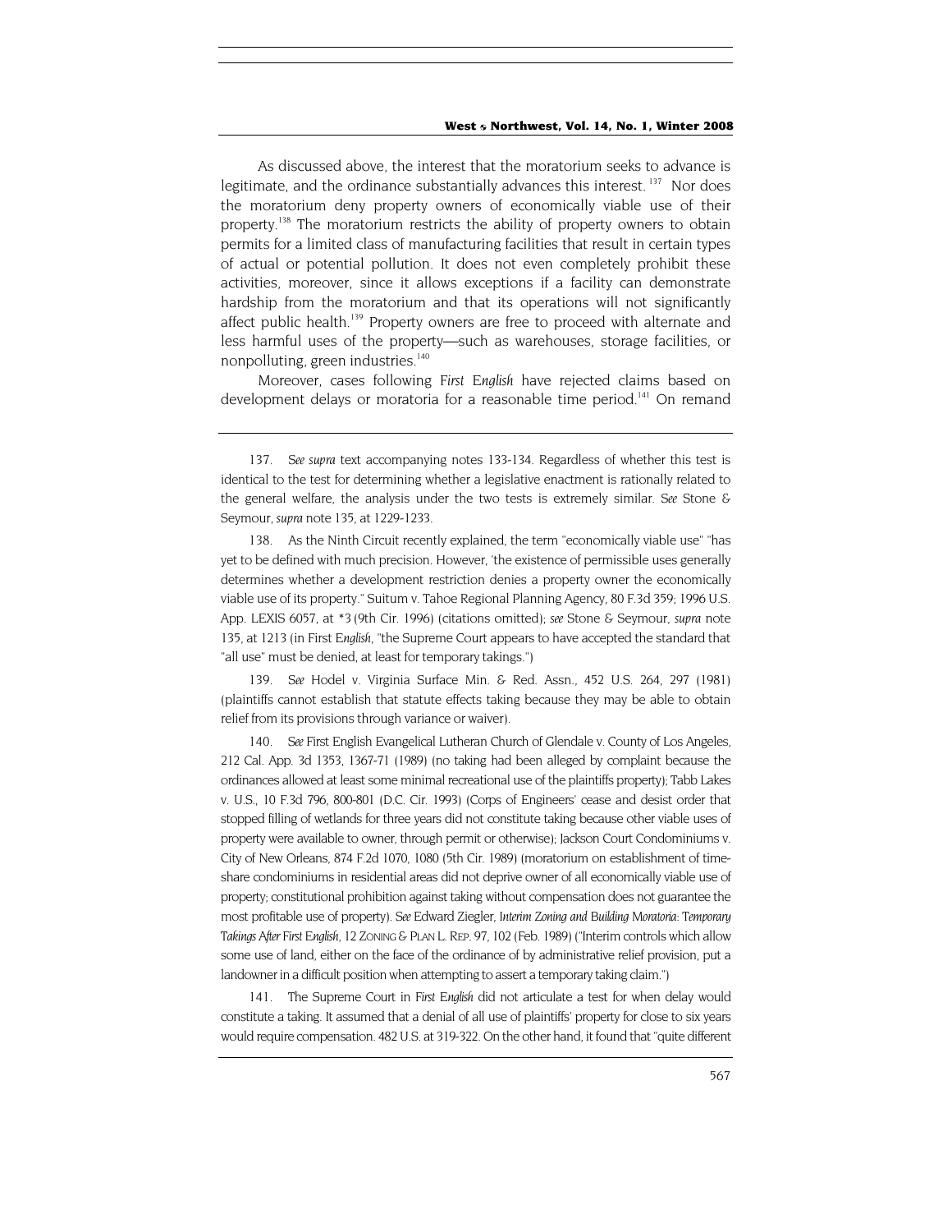As discussed above, the interest that the moratorium seeks to advance is legitimate, and the ordinance substantially advances this interest.[137] Nor does the moratorium deny property owners of economically viable use of their property.[138] The moratorium restricts the ability of property owners to obtain permits for a limited class of manufacturing facilities that result in certain types of actual or potential pollution. It does not even completely prohibit these activities, moreover, since it allows exceptions if a facility can demonstrate hardship from the moratorium and that its operations will not significantly affect public health.[139] Property owners are free to proceed with alternate and less harmful uses of the property—such as warehouses, storage facilities, or nonpolluting, green industries.[140]

Moreover, cases following *First English* have rejected claims based on development delays or moratoria for a reasonable time period.[141] On remand

---

137. *See supra* text accompanying notes 133-134. Regardless of whether this test is identical to the test for determining whether a legislative enactment is rationally related to the general welfare, the analysis under the two tests is extremely similar. *See* Stone & Seymour, *supra* note 135, at 1229-1233.

138. As the Ninth Circuit recently explained, the term "economically viable use" "has yet to be defined with much precision. However, 'the existence of permissible uses generally determines whether a development restriction denies a property owner the economically viable use of its property." Suitum v. Tahoe Regional Planning Agency, 80 F.3d 359; 1996 U.S. App. LEXIS 6057, at *3 (9th Cir. 1996) (citations omitted); *see* Stone & Seymour, *supra* note 135, at 1213 (in *First English*, "the Supreme Court appears to have accepted the standard that "all use" must be denied, at least for temporary takings.")

139. *See* Hodel v. Virginia Surface Min. & Red. Assn., 452 U.S. 264, 297 (1981) (plaintiffs cannot establish that statute effects taking because they may be able to obtain relief from its provisions through variance or waiver).

140. *See* First English Evangelical Lutheran Church of Glendale v. County of Los Angeles, 212 Cal. App. 3d 1353, 1367-71 (1989) (no taking had been alleged by complaint because the ordinances allowed at least some minimal recreational use of the plaintiffs property); Tabb Lakes v. U.S., 10 F.3d 796, 800-801 (D.C. Cir. 1993) (Corps of Engineers' cease and desist order that stopped filling of wetlands for three years did not constitute taking because other viable uses of property were available to owner, through permit or otherwise); Jackson Court Condominiums v. City of New Orleans, 874 F.2d 1070, 1080 (5th Cir. 1989) (moratorium on establishment of time-share condominiums in residential areas did not deprive owner of all economically viable use of property; constitutional prohibition against taking without compensation does not guarantee the most profitable use of property). *See* Edward Ziegler, *Interim Zoning and Building Moratoria: Temporary Takings After First English*, 12 ZONING & PLAN L. REP. 97, 102 (Feb. 1989) ("Interim controls which allow some use of land, either on the face of the ordinance of by administrative relief provision, put a landowner in a difficult position when attempting to assert a temporary taking claim.")

141. The Supreme Court in *First English* did not articulate a test for when delay would constitute a taking. It assumed that a denial of all use of plaintiffs' property for close to six years would require compensation. 482 U.S. at 319-322. On the other hand, it found that "quite different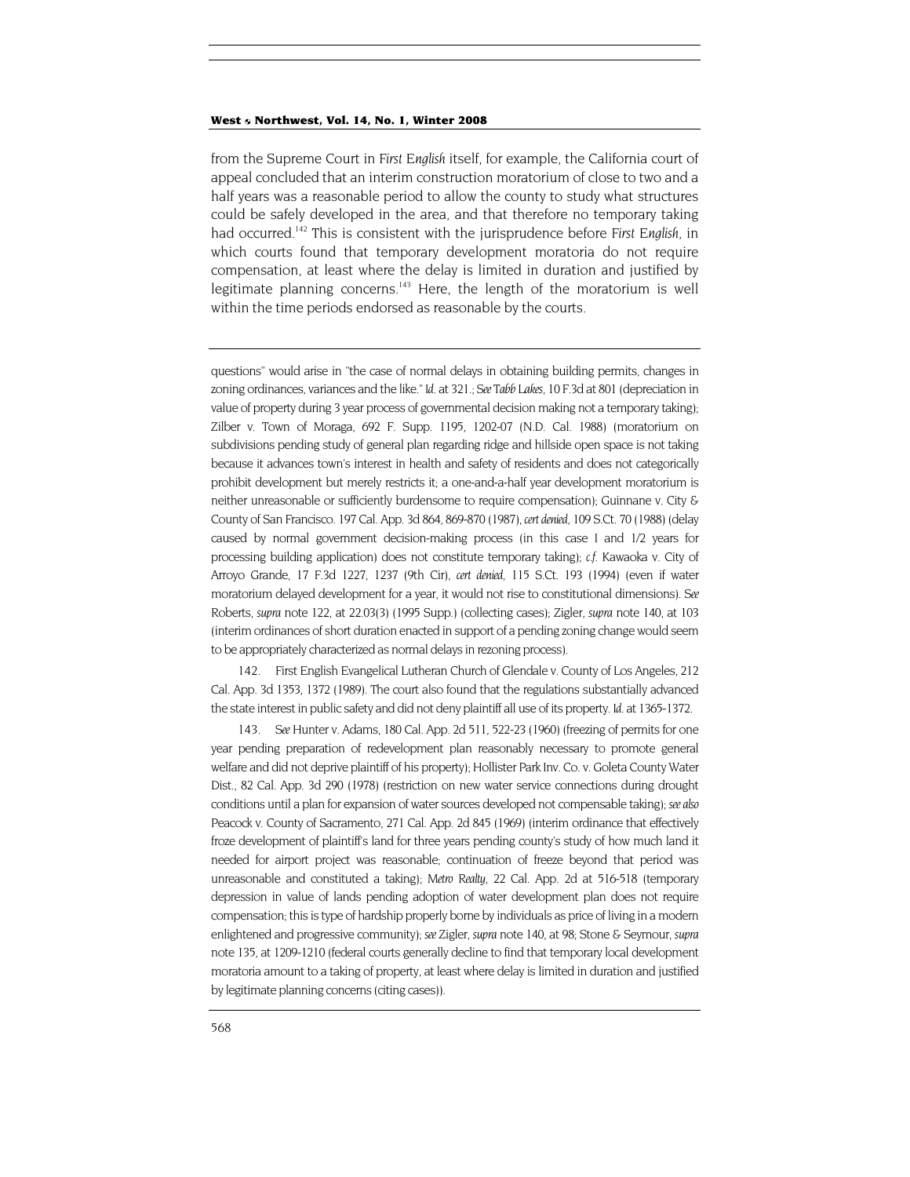from the Supreme Court in *First English* itself, for example, the California court of appeal concluded that an interim construction moratorium of close to two and a half years was a reasonable period to allow the county to study what structures could be safely developed in the area, and that therefore no temporary taking had occurred.[142] This is consistent with the jurisprudence before *First English*, in which courts found that temporary development moratoria do not require compensation, at least where the delay is limited in duration and justified by legitimate planning concerns.[143] Here, the length of the moratorium is well within the time periods endorsed as reasonable by the courts.

---

questions" would arise in "the case of normal delays in obtaining building permits, changes in zoning ordinances, variances and the like." *Id.* at 321.; *See Tabb Lakes*, 10 F.3d at 801 (depreciation in value of property during 3 year process of governmental decision making not a temporary taking); Zilber v. Town of Moraga, 692 F. Supp. 1195, 1202-07 (N.D. Cal. 1988) (moratorium on subdivisions pending study of general plan regarding ridge and hillside open space is not taking because it advances town's interest in health and safety of residents and does not categorically prohibit development but merely restricts it; a one-and-a-half year development moratorium is neither unreasonable or sufficiently burdensome to require compensation); Guinnane v. City & County of San Francisco. 197 Cal. App. 3d 864, 869-870 (1987), *cert denied*, 109 S.Ct. 70 (1988) (delay caused by normal government decision-making process (in this case 1 and 1/2 years for processing building application) does not constitute temporary taking); *c.f.* Kawaoka v. City of Arroyo Grande, 17 F.3d 1227, 1237 (9th Cir), *cert denied*, 115 S.Ct. 193 (1994) (even if water moratorium delayed development for a year, it would not rise to constitutional dimensions). *See* Roberts, *supra* note 122, at 22.03(3) (1995 Supp.) (collecting cases); Zigler, *supra* note 140, at 103 (interim ordinances of short duration enacted in support of a pending zoning change would seem to be appropriately characterized as normal delays in rezoning process).

142. First English Evangelical Lutheran Church of Glendale v. County of Los Angeles, 212 Cal. App. 3d 1353, 1372 (1989). The court also found that the regulations substantially advanced the state interest in public safety and did not deny plaintiff all use of its property. *Id.* at 1365-1372.

143. *See* Hunter v. Adams, 180 Cal. App. 2d 511, 522-23 (1960) (freezing of permits for one year pending preparation of redevelopment plan reasonably necessary to promote general welfare and did not deprive plaintiff of his property); Hollister Park Inv. Co. v. Goleta County Water Dist., 82 Cal. App. 3d 290 (1978) (restriction on new water service connections during drought conditions until a plan for expansion of water sources developed not compensable taking); *see also* Peacock v. County of Sacramento, 271 Cal. App. 2d 845 (1969) (interim ordinance that effectively froze development of plaintiff's land for three years pending county's study of how much land it needed for airport project was reasonable; continuation of freeze beyond that period was unreasonable and constituted a taking); *Metro Realty*, 22 Cal. App. 2d at 516-518 (temporary depression in value of lands pending adoption of water development plan does not require compensation; this is type of hardship properly borne by individuals as price of living in a modern enlightened and progressive community); *see* Zigler, *supra* note 140, at 98; Stone & Seymour, *supra* note 135, at 1209-1210 (federal courts generally decline to find that temporary local development moratoria amount to a taking of property, at least where delay is limited in duration and justified by legitimate planning concerns (citing cases)).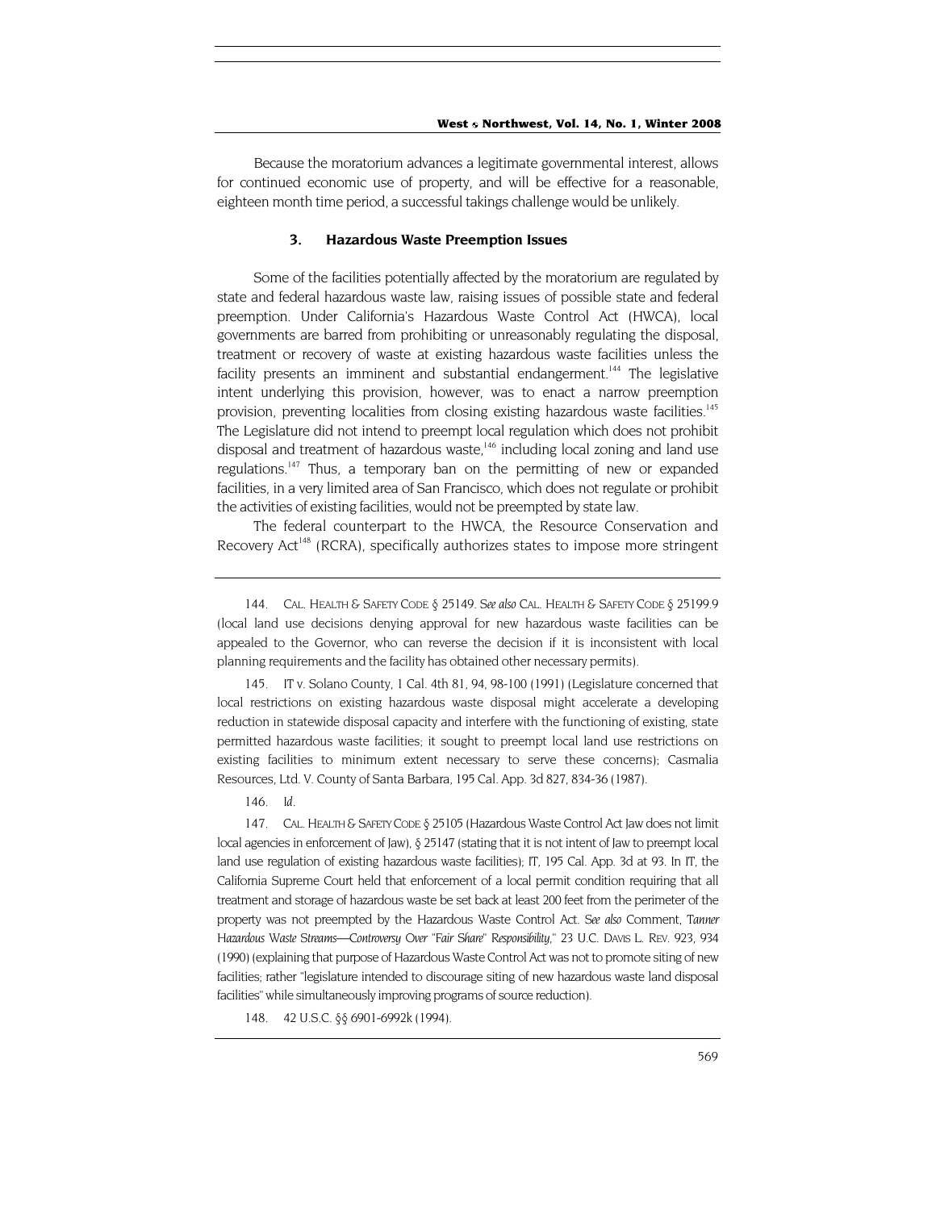Because the moratorium advances a legitimate governmental interest, allows for continued economic use of property, and will be effective for a reasonable, eighteen month time period, a successful takings challenge would be unlikely.

### 3. Hazardous Waste Preemption Issues

Some of the facilities potentially affected by the moratorium are regulated by state and federal hazardous waste law, raising issues of possible state and federal preemption. Under California's Hazardous Waste Control Act (HWCA), local governments are barred from prohibiting or unreasonably regulating the disposal, treatment or recovery of waste at existing hazardous waste facilities unless the facility presents an imminent and substantial endangerment.[144] The legislative intent underlying this provision, however, was to enact a narrow preemption provision, preventing localities from closing existing hazardous waste facilities.[145] The Legislature did not intend to preempt local regulation which does not prohibit disposal and treatment of hazardous waste,[146] including local zoning and land use regulations.[147] Thus, a temporary ban on the permitting of new or expanded facilities, in a very limited area of San Francisco, which does not regulate or prohibit the activities of existing facilities, would not be preempted by state law.

The federal counterpart to the HWCA, the Resource Conservation and Recovery Act[148] (RCRA), specifically authorizes states to impose more stringent

---

144. CAL. HEALTH & SAFETY CODE § 25149. *See also* CAL. HEALTH & SAFETY CODE § 25199.9 (local land use decisions denying approval for new hazardous waste facilities can be appealed to the Governor, who can reverse the decision if it is inconsistent with local planning requirements and the facility has obtained other necessary permits).

145. IT v. Solano County, 1 Cal. 4th 81, 94, 98-100 (1991) (Legislature concerned that local restrictions on existing hazardous waste disposal might accelerate a developing reduction in statewide disposal capacity and interfere with the functioning of existing, state permitted hazardous waste facilities; it sought to preempt local land use restrictions on existing facilities to minimum extent necessary to serve these concerns); Casmalia Resources, Ltd. V. County of Santa Barbara, 195 Cal. App. 3d 827, 834-36 (1987).

146. *Id.*

147. CAL. HEALTH & SAFETY CODE § 25105 (Hazardous Waste Control Act law does not limit local agencies in enforcement of law), § 25147 (stating that it is not intent of law to preempt local land use regulation of existing hazardous waste facilities); IT, 195 Cal. App. 3d at 93. In IT, the California Supreme Court held that enforcement of a local permit condition requiring that all treatment and storage of hazardous waste be set back at least 200 feet from the perimeter of the property was not preempted by the Hazardous Waste Control Act. *See also* Comment, *Tanner Hazardous Waste Streams—Controversy Over "Fair Share" Responsibility,"* 23 U.C. DAVIS L. REV. 923, 934 (1990) (explaining that purpose of Hazardous Waste Control Act was not to promote siting of new facilities; rather "legislature intended to discourage siting of new hazardous waste land disposal facilities" while simultaneously improving programs of source reduction).

148. 42 U.S.C. §§ 6901-6992k (1994).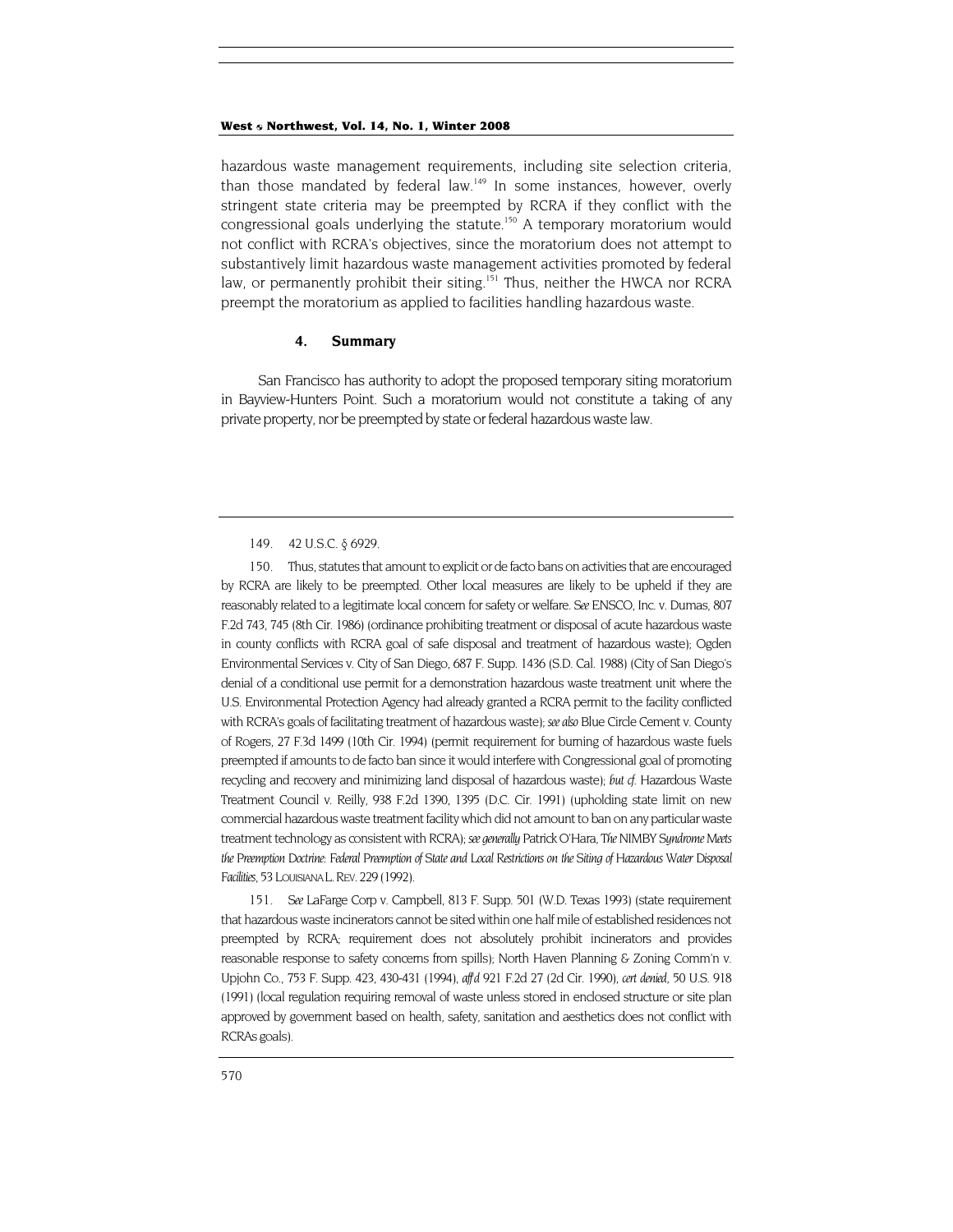hazardous waste management requirements, including site selection criteria, than those mandated by federal law.[149] In some instances, however, overly stringent state criteria may be preempted by RCRA if they conflict with the congressional goals underlying the statute.[150] A temporary moratorium would not conflict with RCRA's objectives, since the moratorium does not attempt to substantively limit hazardous waste management activities promoted by federal law, or permanently prohibit their siting.[151] Thus, neither the HWCA nor RCRA preempt the moratorium as applied to facilities handling hazardous waste.

#### 4. Summary

San Francisco has authority to adopt the proposed temporary siting moratorium in Bayview-Hunters Point. Such a moratorium would not constitute a taking of any private property, nor be preempted by state or federal hazardous waste law.

---

149. 42 U.S.C. § 6929.

150. Thus, statutes that amount to explicit or de facto bans on activities that are encouraged by RCRA are likely to be preempted. Other local measures are likely to be upheld if they are reasonably related to a legitimate local concern for safety or welfare. *See* ENSCO, Inc. v. Dumas, 807 F.2d 743, 745 (8th Cir. 1986) (ordinance prohibiting treatment or disposal of acute hazardous waste in county conflicts with RCRA goal of safe disposal and treatment of hazardous waste); Ogden Environmental Services v. City of San Diego, 687 F. Supp. 1436 (S.D. Cal. 1988) (City of San Diego's denial of a conditional use permit for a demonstration hazardous waste treatment unit where the U.S. Environmental Protection Agency had already granted a RCRA permit to the facility conflicted with RCRA's goals of facilitating treatment of hazardous waste); *see also* Blue Circle Cement v. County of Rogers, 27 F.3d 1499 (10th Cir. 1994) (permit requirement for burning of hazardous waste fuels preempted if amounts to de facto ban since it would interfere with Congressional goal of promoting recycling and recovery and minimizing land disposal of hazardous waste); *but cf.* Hazardous Waste Treatment Council v. Reilly, 938 F.2d 1390, 1395 (D.C. Cir. 1991) (upholding state limit on new commercial hazardous waste treatment facility which did not amount to ban on any particular waste treatment technology as consistent with RCRA); *see generally* Patrick O'Hara, *The NIMBY Syndrome Meets the Preemption Doctrine: Federal Preemption of State and Local Restrictions on the Siting of Hazardous Water Disposal Facilities*, 53 LOUISIANA L. REV. 229 (1992).

151. *See* LaFarge Corp v. Campbell, 813 F. Supp. 501 (W.D. Texas 1993) (state requirement that hazardous waste incinerators cannot be sited within one half mile of established residences not preempted by RCRA; requirement does not absolutely prohibit incinerators and provides reasonable response to safety concerns from spills); North Haven Planning & Zoning Comm'n v. Upjohn Co., 753 F. Supp. 423, 430-431 (1994), *aff'd* 921 F.2d 27 (2d Cir. 1990), *cert denied*, 50 U.S. 918 (1991) (local regulation requiring removal of waste unless stored in enclosed structure or site plan approved by government based on health, safety, sanitation and aesthetics does not conflict with RCRAs goals).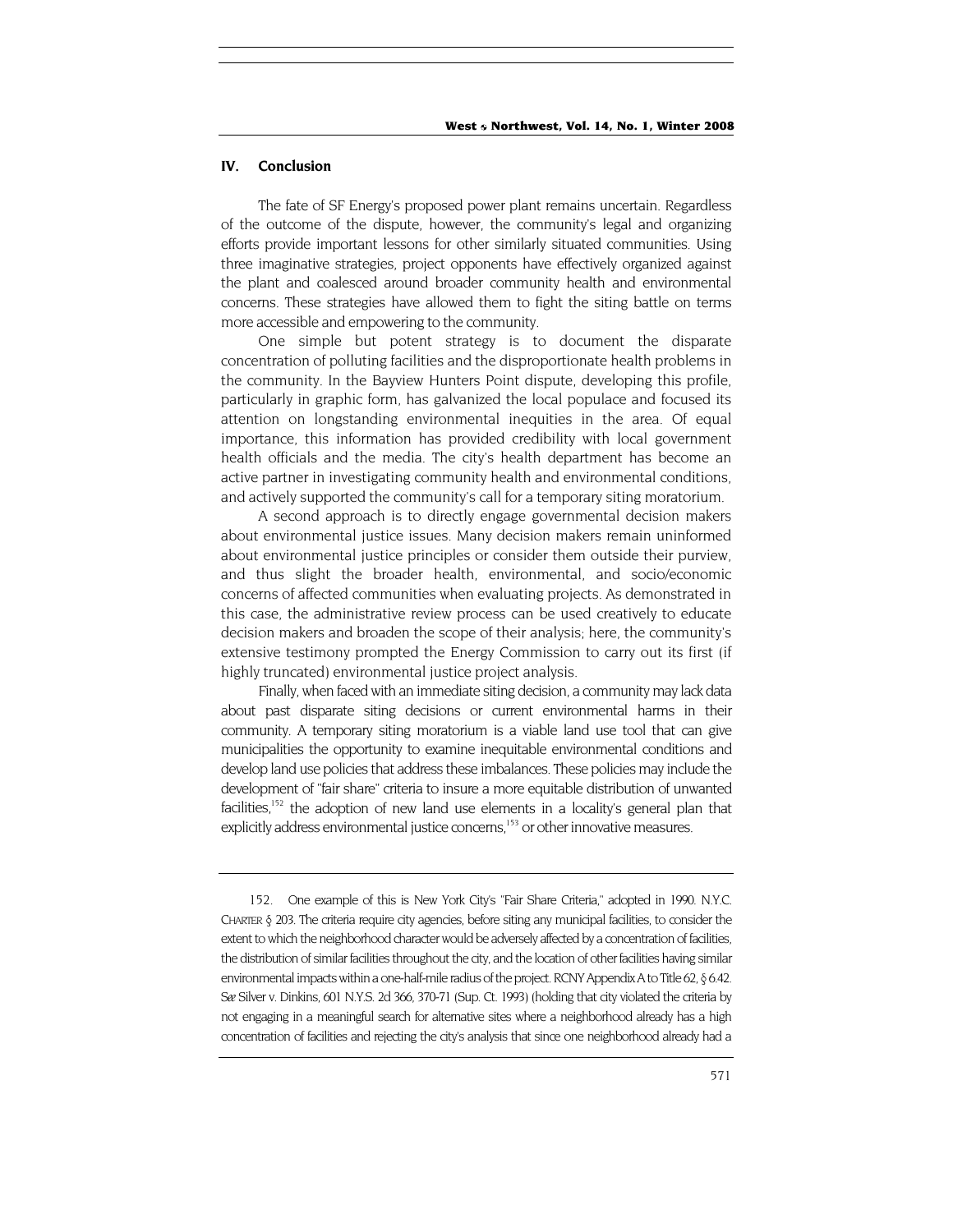## IV. Conclusion

The fate of SF Energy's proposed power plant remains uncertain. Regardless of the outcome of the dispute, however, the community's legal and organizing efforts provide important lessons for other similarly situated communities. Using three imaginative strategies, project opponents have effectively organized against the plant and coalesced around broader community health and environmental concerns. These strategies have allowed them to fight the siting battle on terms more accessible and empowering to the community.

One simple but potent strategy is to document the disparate concentration of polluting facilities and the disproportionate health problems in the community. In the Bayview Hunters Point dispute, developing this profile, particularly in graphic form, has galvanized the local populace and focused its attention on longstanding environmental inequities in the area. Of equal importance, this information has provided credibility with local government health officials and the media. The city's health department has become an active partner in investigating community health and environmental conditions, and actively supported the community's call for a temporary siting moratorium.

A second approach is to directly engage governmental decision makers about environmental justice issues. Many decision makers remain uninformed about environmental justice principles or consider them outside their purview, and thus slight the broader health, environmental, and socio/economic concerns of affected communities when evaluating projects. As demonstrated in this case, the administrative review process can be used creatively to educate decision makers and broaden the scope of their analysis; here, the community's extensive testimony prompted the Energy Commission to carry out its first (if highly truncated) environmental justice project analysis.

Finally, when faced with an immediate siting decision, a community may lack data about past disparate siting decisions or current environmental harms in their community. A temporary siting moratorium is a viable land use tool that can give municipalities the opportunity to examine inequitable environmental conditions and develop land use policies that address these imbalances. These policies may include the development of "fair share" criteria to insure a more equitable distribution of unwanted facilities,[152] the adoption of new land use elements in a locality's general plan that explicitly address environmental justice concerns,[153] or other innovative measures.

---

152. One example of this is New York City's "Fair Share Criteria," adopted in 1990. N.Y.C. CHARTER § 203. The criteria require city agencies, before siting any municipal facilities, to consider the extent to which the neighborhood character would be adversely affected by a concentration of facilities, the distribution of similar facilities throughout the city, and the location of other facilities having similar environmental impacts within a one-half-mile radius of the project. RCNY Appendix A to Title 62, § 6.42. *See* Silver v. Dinkins, 601 N.Y.S. 2d 366, 370-71 (Sup. Ct. 1993) (holding that city violated the criteria by not engaging in a meaningful search for alternative sites where a neighborhood already has a high concentration of facilities and rejecting the city's analysis that since one neighborhood already had a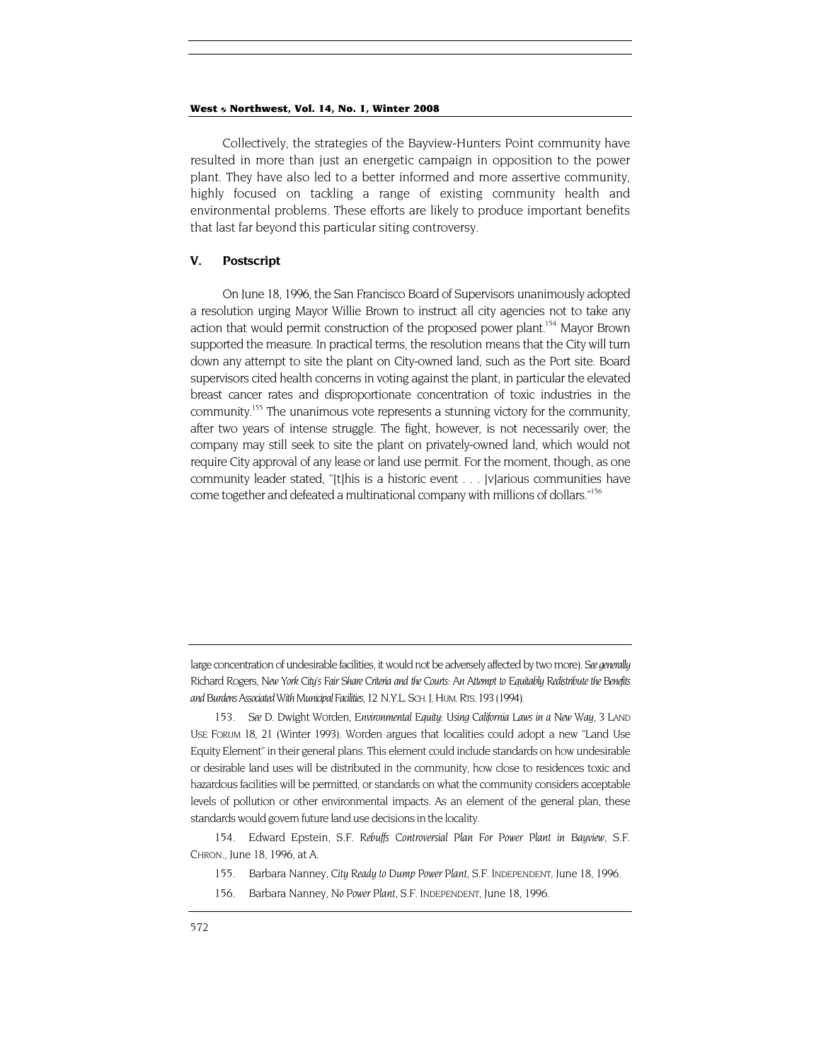Collectively, the strategies of the Bayview-Hunters Point community have resulted in more than just an energetic campaign in opposition to the power plant. They have also led to a better informed and more assertive community, highly focused on tackling a range of existing community health and environmental problems. These efforts are likely to produce important benefits that last far beyond this particular siting controversy.

## V. Postscript

On June 18, 1996, the San Francisco Board of Supervisors unanimously adopted a resolution urging Mayor Willie Brown to instruct all city agencies not to take any action that would permit construction of the proposed power plant.[154] Mayor Brown supported the measure. In practical terms, the resolution means that the City will turn down any attempt to site the plant on City-owned land, such as the Port site. Board supervisors cited health concerns in voting against the plant, in particular the elevated breast cancer rates and disproportionate concentration of toxic industries in the community.[155] The unanimous vote represents a stunning victory for the community, after two years of intense struggle. The fight, however, is not necessarily over; the company may still seek to site the plant on privately-owned land, which would not require City approval of any lease or land use permit. For the moment, though, as one community leader stated, "[t]his is a historic event . . . [v]arious communities have come together and defeated a multinational company with millions of dollars."[156]

---

large concentration of undesirable facilities, it would not be adversely affected by two more). *See generally* Richard Rogers, *New York City's Fair Share Criteria and the Courts: An Attempt to Equitably Redistribute the Benefits and Burdens Associated With Municipal Facilities*, 12 N.Y.L. SCH. J. HUM. RTS. 193 (1994).

153. *See* D. Dwight Worden, *Environmental Equity: Using California Laws in a New Way*, 3 LAND USE FORUM 18, 21 (Winter 1993). Worden argues that localities could adopt a new "Land Use Equity Element" in their general plans. This element could include standards on how undesirable or desirable land uses will be distributed in the community, how close to residences toxic and hazardous facilities will be permitted, or standards on what the community considers acceptable levels of pollution or other environmental impacts. As an element of the general plan, these standards would govern future land use decisions in the locality.

154. Edward Epstein, *S.F. Rebuffs Controversial Plan For Power Plant in Bayview*, S.F. CHRON., June 18, 1996, at A.

155. Barbara Nanney, *City Ready to Dump Power Plant*, S.F. INDEPENDENT, June 18, 1996.

156. Barbara Nanney, *No Power Plant*, S.F. INDEPENDENT, June 18, 1996.